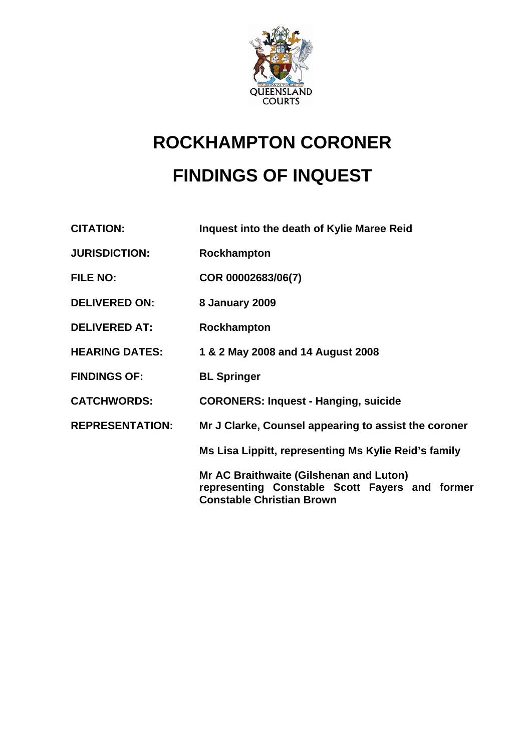# ROCKHAMPTON CORONER

# FINDINGS OF INQUEST

| | |
|---|---|
| **CITATION:** | **Inquest into the death of Kylie Maree Reid** |
| **JURISDICTION:** | **Rockhampton** |
| **FILE NO:** | **COR 00002683/06(7)** |
| **DELIVERED ON:** | **8 January 2009** |
| **DELIVERED AT:** | **Rockhampton** |
| **HEARING DATES:** | **1 & 2 May 2008 and 14 August 2008** |
| **FINDINGS OF:** | **BL Springer** |
| **CATCHWORDS:** | **CORONERS: Inquest - Hanging, suicide** |
| **REPRESENTATION:** | **Mr J Clarke, Counsel appearing to assist the coroner** |
| | **Ms Lisa Lippitt, representing Ms Kylie Reid's family** |
| | **Mr AC Braithwaite (Gilshenan and Luton) representing Constable Scott Fayers and former Constable Christian Brown** |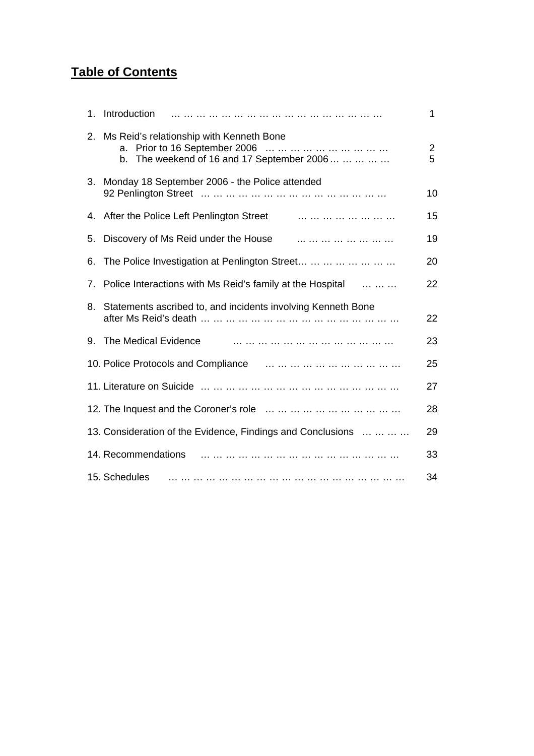# **Table of Contents**

1. Introduction … … … … … … … … … … … … … … … … … 1
2. Ms Reid's relationship with Kenneth Bone
   a. Prior to 16 September 2006 … … … … … … … … … 2
   b. The weekend of 16 and 17 September 2006 … … … … … 5
3. Monday 18 September 2006 - the Police attended 92 Penlington Street … … … … … … … … … … … … … … 10
4. After the Police Left Penlington Street … … … … … … … 15
5. Discovery of Ms Reid under the House ... … … … … … … 19
6. The Police Investigation at Penlington Street… … … … … … … 20
7. Police Interactions with Ms Reid's family at the Hospital … … … 22
8. Statements ascribed to, and incidents involving Kenneth Bone after Ms Reid's death … … … … … … … … … … … … … … 22
9. The Medical Evidence … … … … … … … … … … … … 23
10. Police Protocols and Compliance … … … … … … … … … … 25
11. Literature on Suicide … … … … … … … … … … … … … … … 27
12. The Inquest and the Coroner's role … … … … … … … … … … 28
13. Consideration of the Evidence, Findings and Conclusions … … … … 29
14. Recommendations … … … … … … … … … … … … … … … 33
15. Schedules … … … … … … … … … … … … … … … … … … 34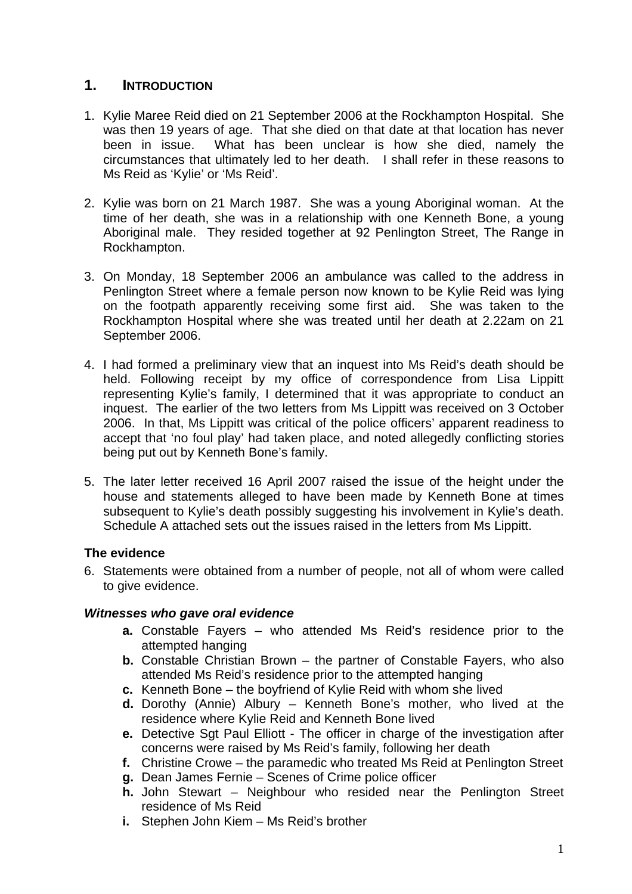## 1. INTRODUCTION

1. Kylie Maree Reid died on 21 September 2006 at the Rockhampton Hospital. She was then 19 years of age. That she died on that date at that location has never been in issue. What has been unclear is how she died, namely the circumstances that ultimately led to her death. I shall refer in these reasons to Ms Reid as 'Kylie' or 'Ms Reid'.

2. Kylie was born on 21 March 1987. She was a young Aboriginal woman. At the time of her death, she was in a relationship with one Kenneth Bone, a young Aboriginal male. They resided together at 92 Penlington Street, The Range in Rockhampton.

3. On Monday, 18 September 2006 an ambulance was called to the address in Penlington Street where a female person now known to be Kylie Reid was lying on the footpath apparently receiving some first aid. She was taken to the Rockhampton Hospital where she was treated until her death at 2.22am on 21 September 2006.

4. I had formed a preliminary view that an inquest into Ms Reid's death should be held. Following receipt by my office of correspondence from Lisa Lippitt representing Kylie's family, I determined that it was appropriate to conduct an inquest. The earlier of the two letters from Ms Lippitt was received on 3 October 2006. In that, Ms Lippitt was critical of the police officers' apparent readiness to accept that 'no foul play' had taken place, and noted allegedly conflicting stories being put out by Kenneth Bone's family.

5. The later letter received 16 April 2007 raised the issue of the height under the house and statements alleged to have been made by Kenneth Bone at times subsequent to Kylie's death possibly suggesting his involvement in Kylie's death. Schedule A attached sets out the issues raised in the letters from Ms Lippitt.

### The evidence

6. Statements were obtained from a number of people, not all of whom were called to give evidence.

#### *Witnesses who gave oral evidence*

- **a.** Constable Fayers – who attended Ms Reid's residence prior to the attempted hanging
- **b.** Constable Christian Brown – the partner of Constable Fayers, who also attended Ms Reid's residence prior to the attempted hanging
- **c.** Kenneth Bone – the boyfriend of Kylie Reid with whom she lived
- **d.** Dorothy (Annie) Albury – Kenneth Bone's mother, who lived at the residence where Kylie Reid and Kenneth Bone lived
- **e.** Detective Sgt Paul Elliott - The officer in charge of the investigation after concerns were raised by Ms Reid's family, following her death
- **f.** Christine Crowe – the paramedic who treated Ms Reid at Penlington Street
- **g.** Dean James Fernie – Scenes of Crime police officer
- **h.** John Stewart – Neighbour who resided near the Penlington Street residence of Ms Reid
- **i.** Stephen John Kiem – Ms Reid's brother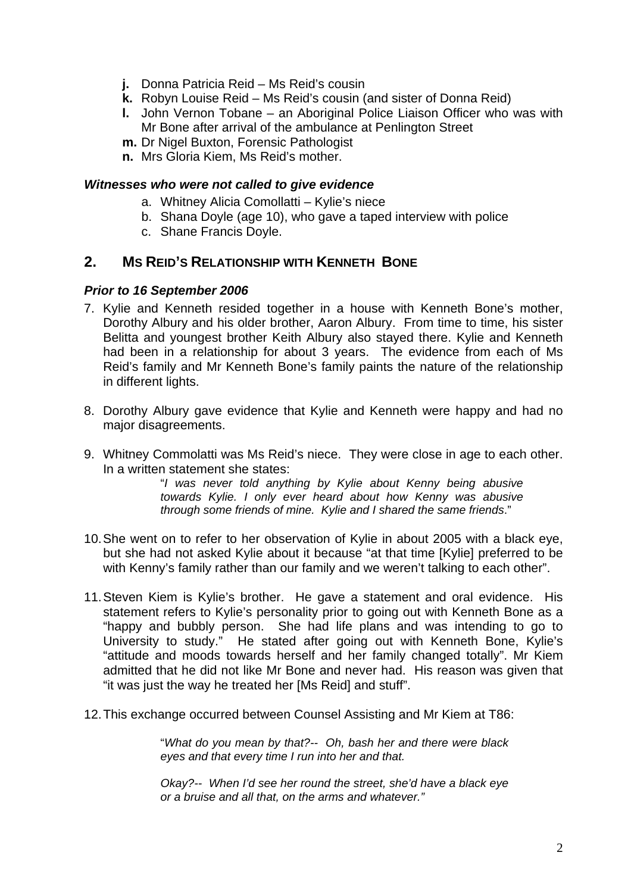- **j.** Donna Patricia Reid – Ms Reid's cousin
- **k.** Robyn Louise Reid – Ms Reid's cousin (and sister of Donna Reid)
- **l.** John Vernon Tobane – an Aboriginal Police Liaison Officer who was with Mr Bone after arrival of the ambulance at Penlington Street
- **m.** Dr Nigel Buxton, Forensic Pathologist
- **n.** Mrs Gloria Kiem, Ms Reid's mother.

### *Witnesses who were not called to give evidence*

a. Whitney Alicia Comollatti – Kylie's niece
b. Shana Doyle (age 10), who gave a taped interview with police
c. Shane Francis Doyle.

## 2. MS REID'S RELATIONSHIP WITH KENNETH BONE

### *Prior to 16 September 2006*

7. Kylie and Kenneth resided together in a house with Kenneth Bone's mother, Dorothy Albury and his older brother, Aaron Albury. From time to time, his sister Belitta and youngest brother Keith Albury also stayed there. Kylie and Kenneth had been in a relationship for about 3 years. The evidence from each of Ms Reid's family and Mr Kenneth Bone's family paints the nature of the relationship in different lights.

8. Dorothy Albury gave evidence that Kylie and Kenneth were happy and had no major disagreements.

9. Whitney Commolatti was Ms Reid's niece. They were close in age to each other. In a written statement she states:

   > "*I was never told anything by Kylie about Kenny being abusive towards Kylie. I only ever heard about how Kenny was abusive through some friends of mine. Kylie and I shared the same friends*."

10. She went on to refer to her observation of Kylie in about 2005 with a black eye, but she had not asked Kylie about it because "at that time [Kylie] preferred to be with Kenny's family rather than our family and we weren't talking to each other".

11. Steven Kiem is Kylie's brother. He gave a statement and oral evidence. His statement refers to Kylie's personality prior to going out with Kenneth Bone as a "happy and bubbly person. She had life plans and was intending to go to University to study." He stated after going out with Kenneth Bone, Kylie's "attitude and moods towards herself and her family changed totally". Mr Kiem admitted that he did not like Mr Bone and never had. His reason was given that "it was just the way he treated her [Ms Reid] and stuff".

12. This exchange occurred between Counsel Assisting and Mr Kiem at T86:

   > "*What do you mean by that?-- Oh, bash her and there were black eyes and that every time I run into her and that.*
   >
   > *Okay?-- When I'd see her round the street, she'd have a black eye or a bruise and all that, on the arms and whatever."*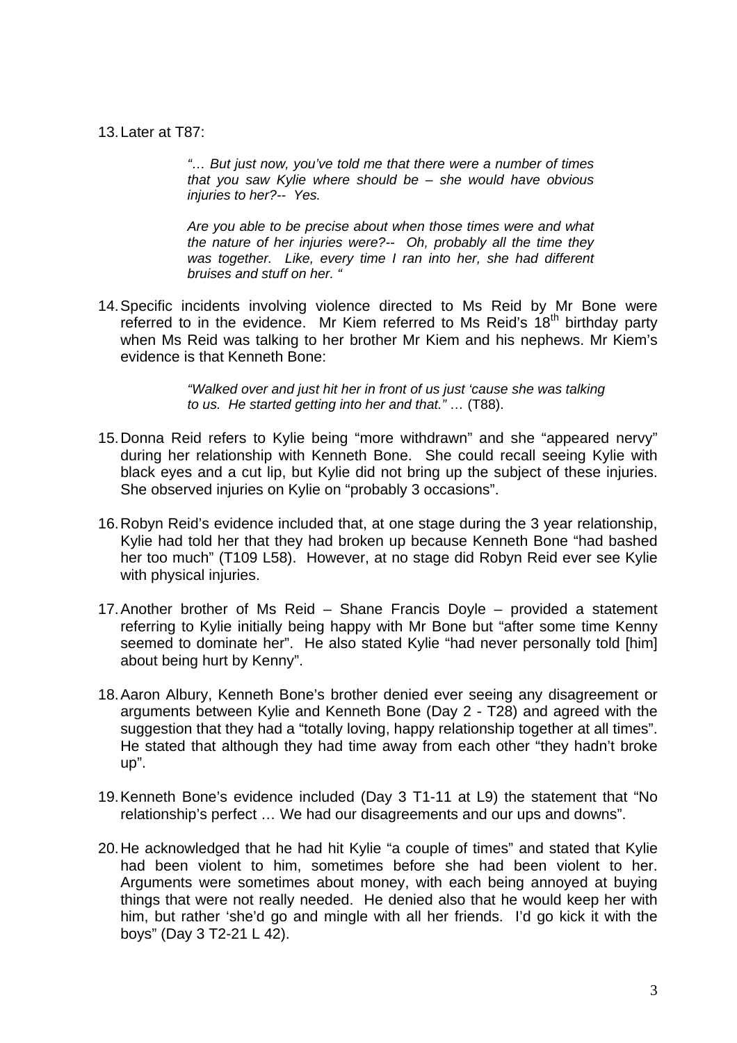13. Later at T87:

> *"… But just now, you've told me that there were a number of times that you saw Kylie where should be – she would have obvious injuries to her?-- Yes.*
>
> *Are you able to be precise about when those times were and what the nature of her injuries were?-- Oh, probably all the time they was together. Like, every time I ran into her, she had different bruises and stuff on her. "*

14. Specific incidents involving violence directed to Ms Reid by Mr Bone were referred to in the evidence. Mr Kiem referred to Ms Reid's 18th birthday party when Ms Reid was talking to her brother Mr Kiem and his nephews. Mr Kiem's evidence is that Kenneth Bone:

> *"Walked over and just hit her in front of us just 'cause she was talking to us. He started getting into her and that." …* (T88).

15. Donna Reid refers to Kylie being "more withdrawn" and she "appeared nervy" during her relationship with Kenneth Bone. She could recall seeing Kylie with black eyes and a cut lip, but Kylie did not bring up the subject of these injuries. She observed injuries on Kylie on "probably 3 occasions".

16. Robyn Reid's evidence included that, at one stage during the 3 year relationship, Kylie had told her that they had broken up because Kenneth Bone "had bashed her too much" (T109 L58). However, at no stage did Robyn Reid ever see Kylie with physical injuries.

17. Another brother of Ms Reid – Shane Francis Doyle – provided a statement referring to Kylie initially being happy with Mr Bone but "after some time Kenny seemed to dominate her". He also stated Kylie "had never personally told [him] about being hurt by Kenny".

18. Aaron Albury, Kenneth Bone's brother denied ever seeing any disagreement or arguments between Kylie and Kenneth Bone (Day 2 - T28) and agreed with the suggestion that they had a "totally loving, happy relationship together at all times". He stated that although they had time away from each other "they hadn't broke up".

19. Kenneth Bone's evidence included (Day 3 T1-11 at L9) the statement that "No relationship's perfect … We had our disagreements and our ups and downs".

20. He acknowledged that he had hit Kylie "a couple of times" and stated that Kylie had been violent to him, sometimes before she had been violent to her. Arguments were sometimes about money, with each being annoyed at buying things that were not really needed. He denied also that he would keep her with him, but rather 'she'd go and mingle with all her friends. I'd go kick it with the boys" (Day 3 T2-21 L 42).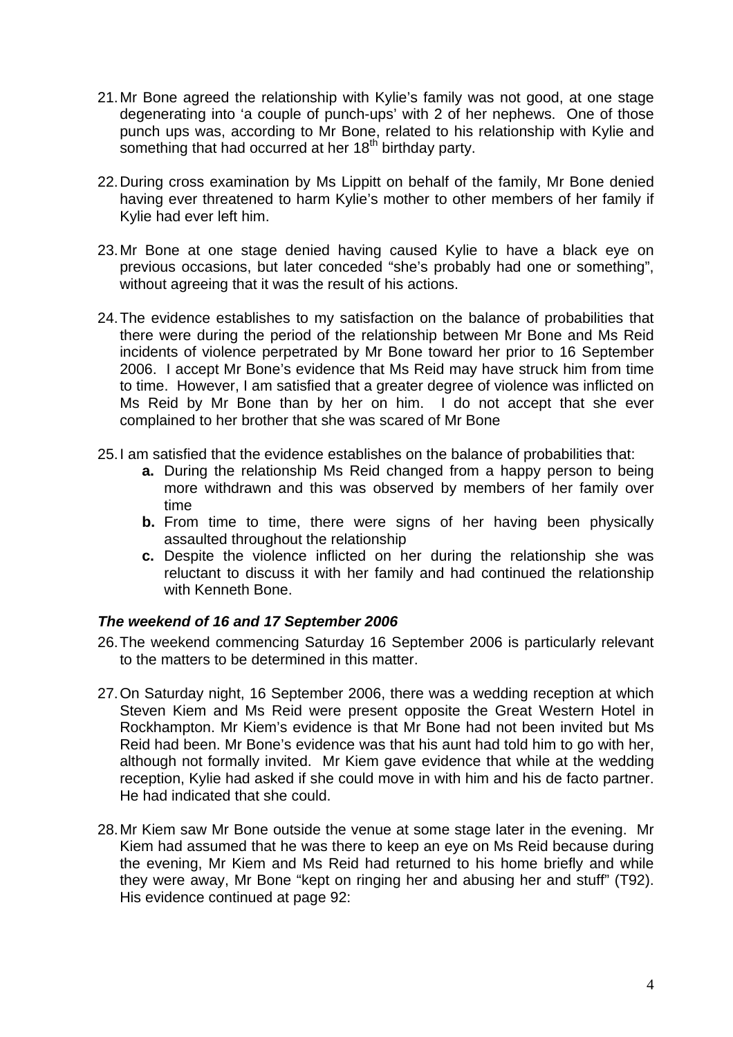21. Mr Bone agreed the relationship with Kylie's family was not good, at one stage degenerating into 'a couple of punch-ups' with 2 of her nephews. One of those punch ups was, according to Mr Bone, related to his relationship with Kylie and something that had occurred at her 18th birthday party.

22. During cross examination by Ms Lippitt on behalf of the family, Mr Bone denied having ever threatened to harm Kylie's mother to other members of her family if Kylie had ever left him.

23. Mr Bone at one stage denied having caused Kylie to have a black eye on previous occasions, but later conceded "she's probably had one or something", without agreeing that it was the result of his actions.

24. The evidence establishes to my satisfaction on the balance of probabilities that there were during the period of the relationship between Mr Bone and Ms Reid incidents of violence perpetrated by Mr Bone toward her prior to 16 September 2006. I accept Mr Bone's evidence that Ms Reid may have struck him from time to time. However, I am satisfied that a greater degree of violence was inflicted on Ms Reid by Mr Bone than by her on him. I do not accept that she ever complained to her brother that she was scared of Mr Bone

25. I am satisfied that the evidence establishes on the balance of probabilities that:
    - **a.** During the relationship Ms Reid changed from a happy person to being more withdrawn and this was observed by members of her family over time
    - **b.** From time to time, there were signs of her having been physically assaulted throughout the relationship
    - **c.** Despite the violence inflicted on her during the relationship she was reluctant to discuss it with her family and had continued the relationship with Kenneth Bone.

### *The weekend of 16 and 17 September 2006*

26. The weekend commencing Saturday 16 September 2006 is particularly relevant to the matters to be determined in this matter.

27. On Saturday night, 16 September 2006, there was a wedding reception at which Steven Kiem and Ms Reid were present opposite the Great Western Hotel in Rockhampton. Mr Kiem's evidence is that Mr Bone had not been invited but Ms Reid had been. Mr Bone's evidence was that his aunt had told him to go with her, although not formally invited. Mr Kiem gave evidence that while at the wedding reception, Kylie had asked if she could move in with him and his de facto partner. He had indicated that she could.

28. Mr Kiem saw Mr Bone outside the venue at some stage later in the evening. Mr Kiem had assumed that he was there to keep an eye on Ms Reid because during the evening, Mr Kiem and Ms Reid had returned to his home briefly and while they were away, Mr Bone "kept on ringing her and abusing her and stuff" (T92). His evidence continued at page 92: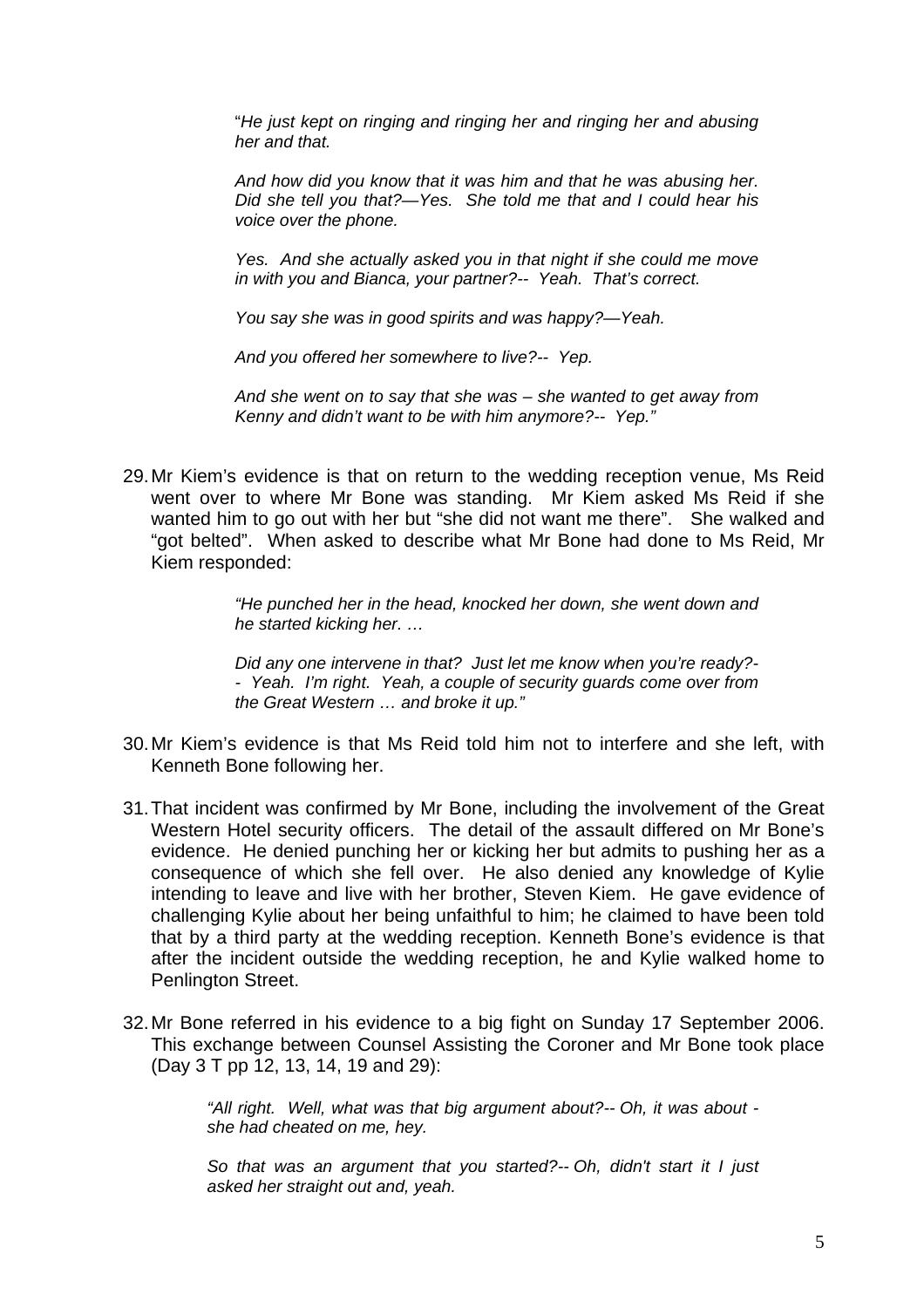> "*He just kept on ringing and ringing her and ringing her and abusing her and that.*
>
> *And how did you know that it was him and that he was abusing her. Did she tell you that?—Yes. She told me that and I could hear his voice over the phone.*
>
> *Yes. And she actually asked you in that night if she could me move in with you and Bianca, your partner?-- Yeah. That's correct.*
>
> *You say she was in good spirits and was happy?—Yeah.*
>
> *And you offered her somewhere to live?-- Yep.*
>
> *And she went on to say that she was – she wanted to get away from Kenny and didn't want to be with him anymore?-- Yep."*

29. Mr Kiem's evidence is that on return to the wedding reception venue, Ms Reid went over to where Mr Bone was standing. Mr Kiem asked Ms Reid if she wanted him to go out with her but "she did not want me there". She walked and "got belted". When asked to describe what Mr Bone had done to Ms Reid, Mr Kiem responded:

> *"He punched her in the head, knocked her down, she went down and he started kicking her. …*
>
> *Did any one intervene in that? Just let me know when you're ready?- - Yeah. I'm right. Yeah, a couple of security guards come over from the Great Western … and broke it up."*

30. Mr Kiem's evidence is that Ms Reid told him not to interfere and she left, with Kenneth Bone following her.

31. That incident was confirmed by Mr Bone, including the involvement of the Great Western Hotel security officers. The detail of the assault differed on Mr Bone's evidence. He denied punching her or kicking her but admits to pushing her as a consequence of which she fell over. He also denied any knowledge of Kylie intending to leave and live with her brother, Steven Kiem. He gave evidence of challenging Kylie about her being unfaithful to him; he claimed to have been told that by a third party at the wedding reception. Kenneth Bone's evidence is that after the incident outside the wedding reception, he and Kylie walked home to Penlington Street.

32. Mr Bone referred in his evidence to a big fight on Sunday 17 September 2006. This exchange between Counsel Assisting the Coroner and Mr Bone took place (Day 3 T pp 12, 13, 14, 19 and 29):

> *"All right. Well, what was that big argument about?-- Oh, it was about - she had cheated on me, hey.*
>
> *So that was an argument that you started?-- Oh, didn't start it I just asked her straight out and, yeah.*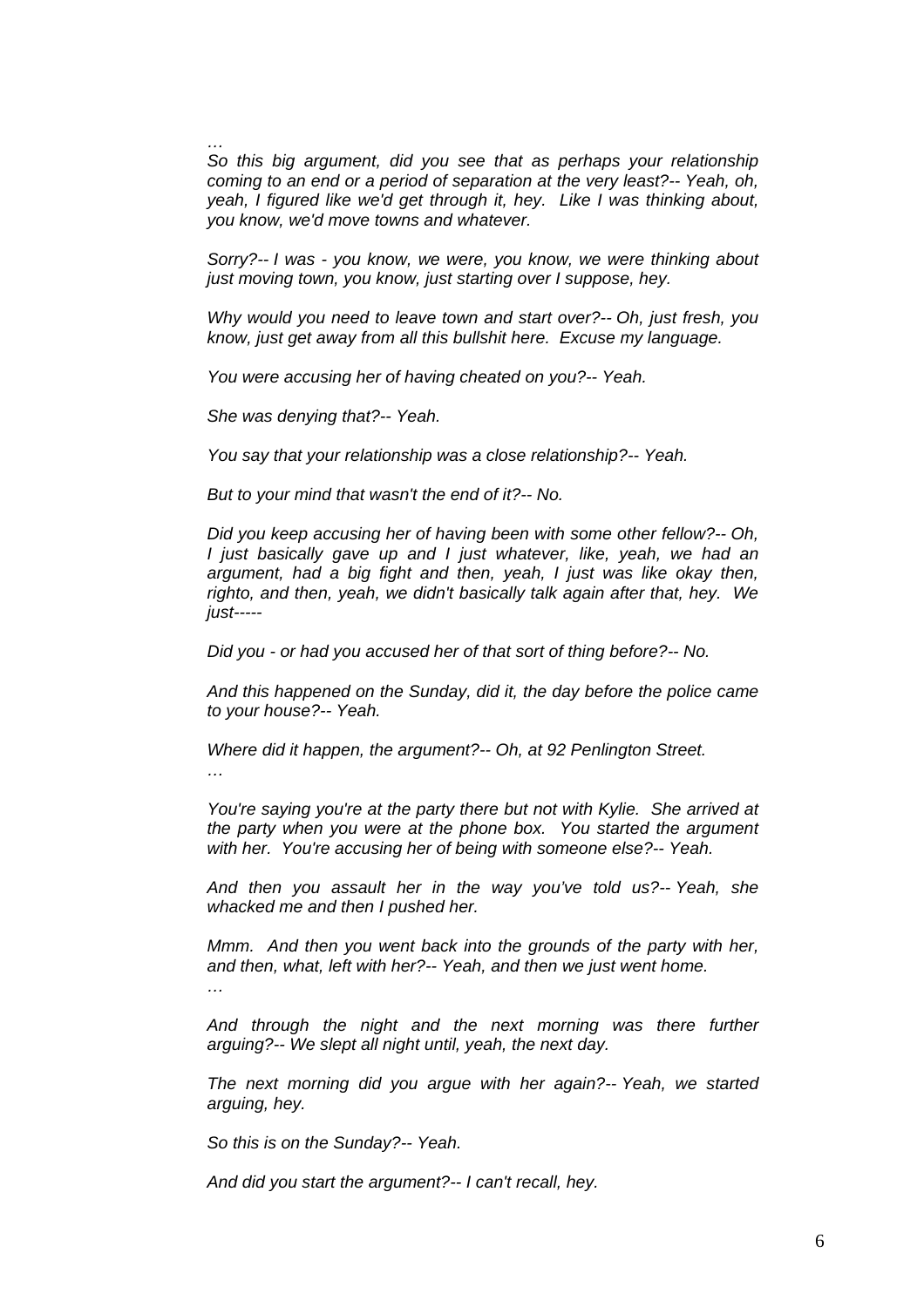*…*

*So this big argument, did you see that as perhaps your relationship coming to an end or a period of separation at the very least?-- Yeah, oh, yeah, I figured like we'd get through it, hey. Like I was thinking about, you know, we'd move towns and whatever.*

*Sorry?-- I was - you know, we were, you know, we were thinking about just moving town, you know, just starting over I suppose, hey.*

*Why would you need to leave town and start over?-- Oh, just fresh, you know, just get away from all this bullshit here. Excuse my language.*

*You were accusing her of having cheated on you?-- Yeah.*

*She was denying that?-- Yeah.*

*You say that your relationship was a close relationship?-- Yeah.*

*But to your mind that wasn't the end of it?-- No.*

*Did you keep accusing her of having been with some other fellow?-- Oh, I just basically gave up and I just whatever, like, yeah, we had an argument, had a big fight and then, yeah, I just was like okay then, righto, and then, yeah, we didn't basically talk again after that, hey. We just-----*

*Did you - or had you accused her of that sort of thing before?-- No.*

*And this happened on the Sunday, did it, the day before the police came to your house?-- Yeah.*

*Where did it happen, the argument?-- Oh, at 92 Penlington Street.*

*…*

*You're saying you're at the party there but not with Kylie. She arrived at the party when you were at the phone box. You started the argument with her. You're accusing her of being with someone else?-- Yeah.*

*And then you assault her in the way you've told us?-- Yeah, she whacked me and then I pushed her.*

*Mmm. And then you went back into the grounds of the party with her, and then, what, left with her?-- Yeah, and then we just went home.*

*…*

*And through the night and the next morning was there further arguing?-- We slept all night until, yeah, the next day.*

*The next morning did you argue with her again?-- Yeah, we started arguing, hey.*

*So this is on the Sunday?-- Yeah.*

*And did you start the argument?-- I can't recall, hey.*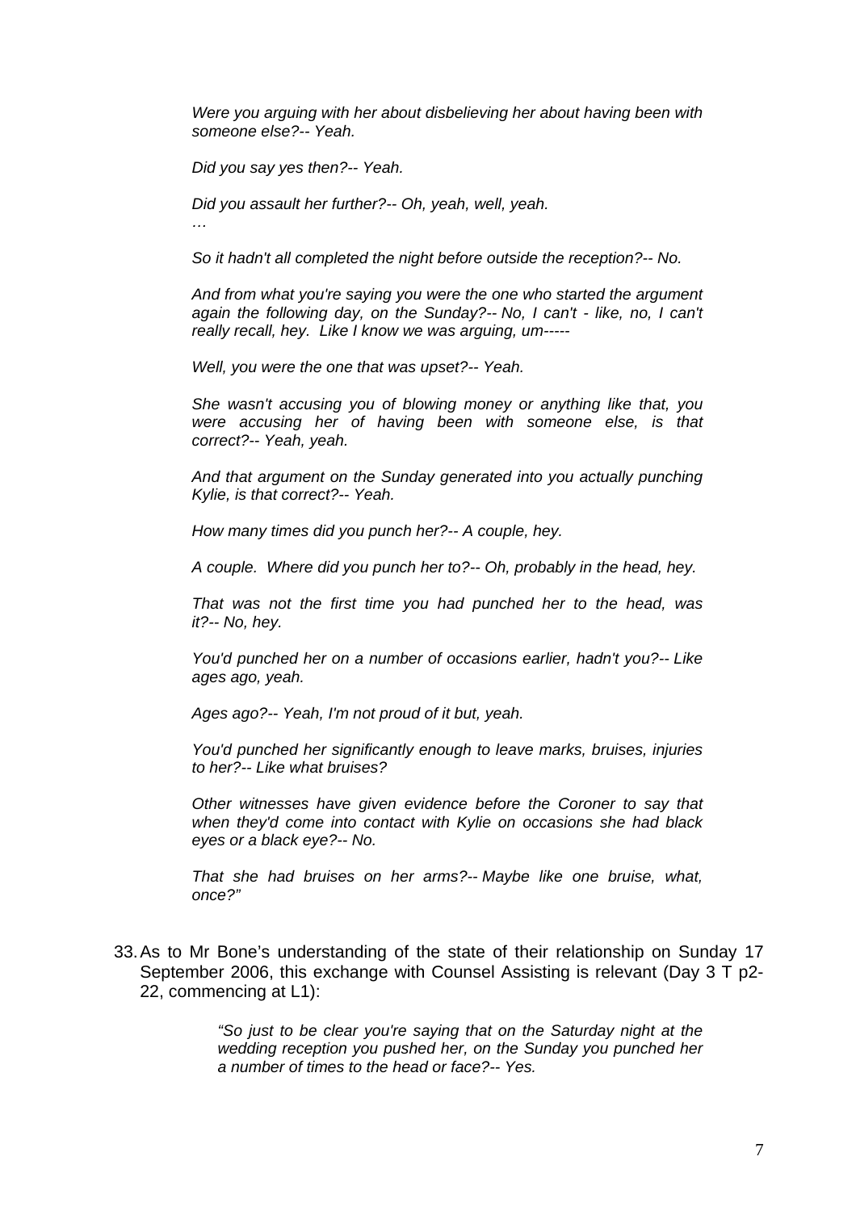*Were you arguing with her about disbelieving her about having been with someone else?-- Yeah.*

*Did you say yes then?-- Yeah.*

*Did you assault her further?-- Oh, yeah, well, yeah.*

*…*

*So it hadn't all completed the night before outside the reception?-- No.*

*And from what you're saying you were the one who started the argument again the following day, on the Sunday?-- No, I can't - like, no, I can't really recall, hey. Like I know we was arguing, um-----*

*Well, you were the one that was upset?-- Yeah.*

*She wasn't accusing you of blowing money or anything like that, you were accusing her of having been with someone else, is that correct?-- Yeah, yeah.*

*And that argument on the Sunday generated into you actually punching Kylie, is that correct?-- Yeah.*

*How many times did you punch her?-- A couple, hey.*

*A couple. Where did you punch her to?-- Oh, probably in the head, hey.*

*That was not the first time you had punched her to the head, was it?-- No, hey.*

*You'd punched her on a number of occasions earlier, hadn't you?-- Like ages ago, yeah.*

*Ages ago?-- Yeah, I'm not proud of it but, yeah.*

*You'd punched her significantly enough to leave marks, bruises, injuries to her?-- Like what bruises?*

*Other witnesses have given evidence before the Coroner to say that when they'd come into contact with Kylie on occasions she had black eyes or a black eye?-- No.*

*That she had bruises on her arms?-- Maybe like one bruise, what, once?"*

33. As to Mr Bone's understanding of the state of their relationship on Sunday 17 September 2006, this exchange with Counsel Assisting is relevant (Day 3 T p2-22, commencing at L1):

> *"So just to be clear you're saying that on the Saturday night at the wedding reception you pushed her, on the Sunday you punched her a number of times to the head or face?-- Yes.*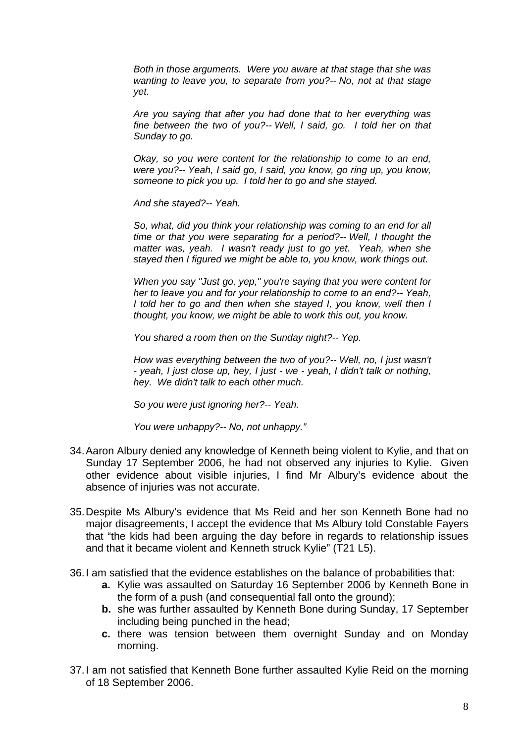*Both in those arguments. Were you aware at that stage that she was wanting to leave you, to separate from you?-- No, not at that stage yet.*

*Are you saying that after you had done that to her everything was fine between the two of you?-- Well, I said, go. I told her on that Sunday to go.*

*Okay, so you were content for the relationship to come to an end, were you?-- Yeah, I said go, I said, you know, go ring up, you know, someone to pick you up. I told her to go and she stayed.*

*And she stayed?-- Yeah.*

*So, what, did you think your relationship was coming to an end for all time or that you were separating for a period?-- Well, I thought the matter was, yeah. I wasn't ready just to go yet. Yeah, when she stayed then I figured we might be able to, you know, work things out.*

*When you say "Just go, yep," you're saying that you were content for her to leave you and for your relationship to come to an end?-- Yeah, I told her to go and then when she stayed I, you know, well then I thought, you know, we might be able to work this out, you know.*

*You shared a room then on the Sunday night?-- Yep.*

*How was everything between the two of you?-- Well, no, I just wasn't - yeah, I just close up, hey, I just - we - yeah, I didn't talk or nothing, hey. We didn't talk to each other much.*

*So you were just ignoring her?-- Yeah.*

*You were unhappy?-- No, not unhappy."*

34. Aaron Albury denied any knowledge of Kenneth being violent to Kylie, and that on Sunday 17 September 2006, he had not observed any injuries to Kylie. Given other evidence about visible injuries, I find Mr Albury's evidence about the absence of injuries was not accurate.

35. Despite Ms Albury's evidence that Ms Reid and her son Kenneth Bone had no major disagreements, I accept the evidence that Ms Albury told Constable Fayers that "the kids had been arguing the day before in regards to relationship issues and that it became violent and Kenneth struck Kylie" (T21 L5).

36. I am satisfied that the evidence establishes on the balance of probabilities that:
    - **a.** Kylie was assaulted on Saturday 16 September 2006 by Kenneth Bone in the form of a push (and consequential fall onto the ground);
    - **b.** she was further assaulted by Kenneth Bone during Sunday, 17 September including being punched in the head;
    - **c.** there was tension between them overnight Sunday and on Monday morning.

37. I am not satisfied that Kenneth Bone further assaulted Kylie Reid on the morning of 18 September 2006.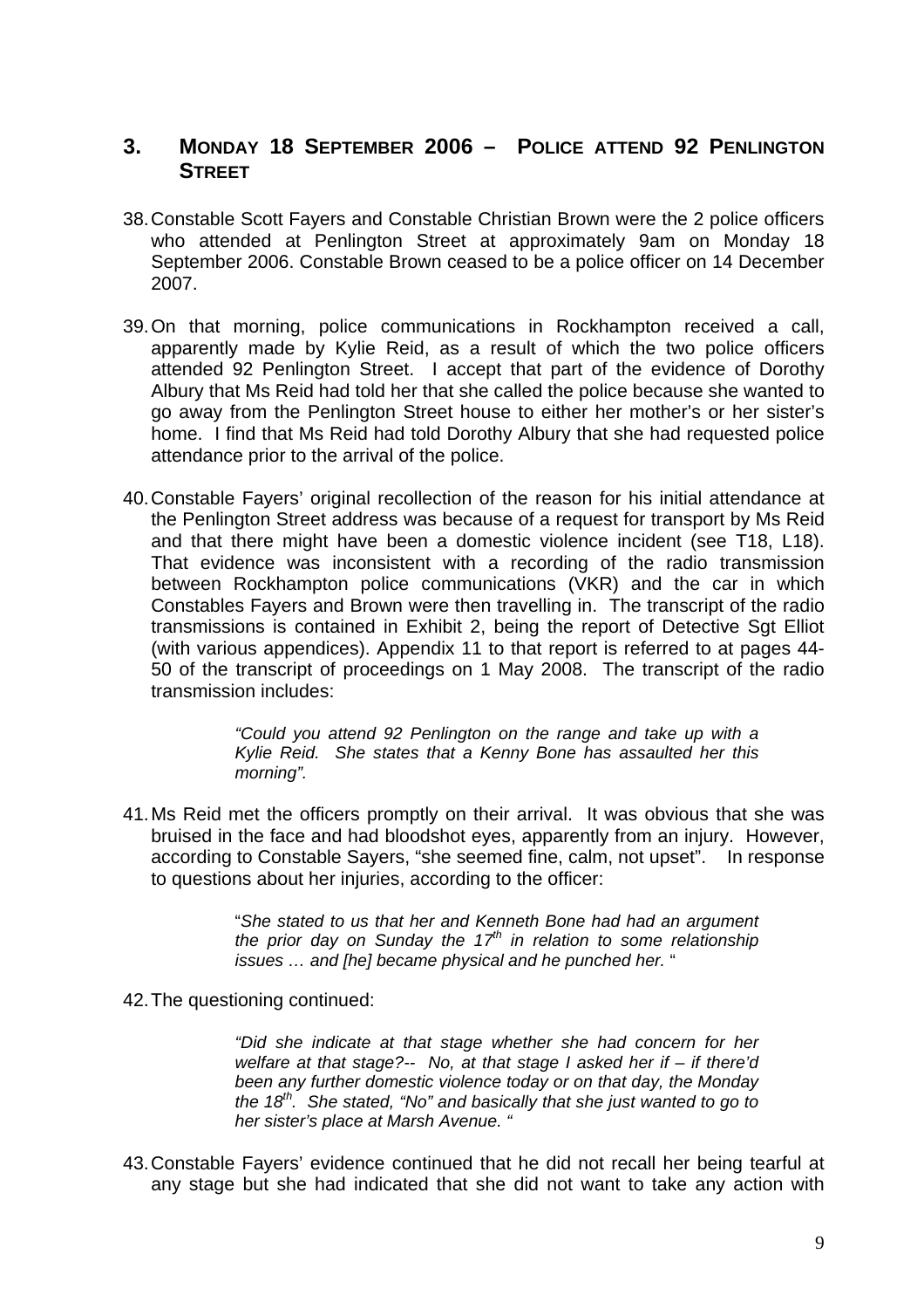## 3. MONDAY 18 SEPTEMBER 2006 – POLICE ATTEND 92 PENLINGTON STREET

38. Constable Scott Fayers and Constable Christian Brown were the 2 police officers who attended at Penlington Street at approximately 9am on Monday 18 September 2006. Constable Brown ceased to be a police officer on 14 December 2007.

39. On that morning, police communications in Rockhampton received a call, apparently made by Kylie Reid, as a result of which the two police officers attended 92 Penlington Street. I accept that part of the evidence of Dorothy Albury that Ms Reid had told her that she called the police because she wanted to go away from the Penlington Street house to either her mother's or her sister's home. I find that Ms Reid had told Dorothy Albury that she had requested police attendance prior to the arrival of the police.

40. Constable Fayers' original recollection of the reason for his initial attendance at the Penlington Street address was because of a request for transport by Ms Reid and that there might have been a domestic violence incident (see T18, L18). That evidence was inconsistent with a recording of the radio transmission between Rockhampton police communications (VKR) and the car in which Constables Fayers and Brown were then travelling in. The transcript of the radio transmissions is contained in Exhibit 2, being the report of Detective Sgt Elliot (with various appendices). Appendix 11 to that report is referred to at pages 44-50 of the transcript of proceedings on 1 May 2008. The transcript of the radio transmission includes:

> *"Could you attend 92 Penlington on the range and take up with a Kylie Reid. She states that a Kenny Bone has assaulted her this morning".*

41. Ms Reid met the officers promptly on their arrival. It was obvious that she was bruised in the face and had bloodshot eyes, apparently from an injury. However, according to Constable Sayers, "she seemed fine, calm, not upset". In response to questions about her injuries, according to the officer:

> "*She stated to us that her and Kenneth Bone had had an argument the prior day on Sunday the 17th in relation to some relationship issues … and [he] became physical and he punched her.* "

42. The questioning continued:

> *"Did she indicate at that stage whether she had concern for her welfare at that stage?-- No, at that stage I asked her if – if there'd been any further domestic violence today or on that day, the Monday the 18th. She stated, "No" and basically that she just wanted to go to her sister's place at Marsh Avenue. "*

43. Constable Fayers' evidence continued that he did not recall her being tearful at any stage but she had indicated that she did not want to take any action with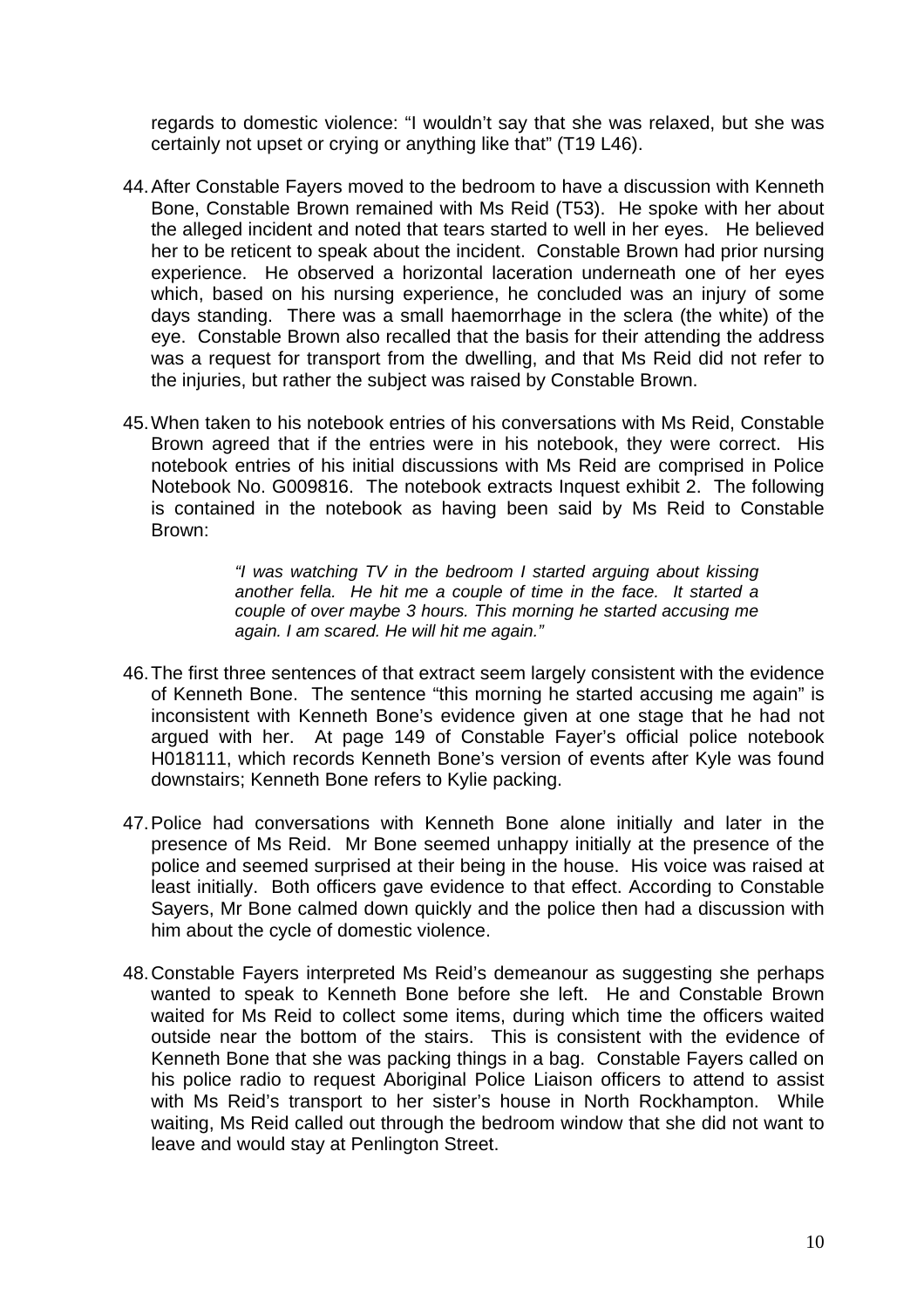regards to domestic violence: "I wouldn't say that she was relaxed, but she was certainly not upset or crying or anything like that" (T19 L46).

44. After Constable Fayers moved to the bedroom to have a discussion with Kenneth Bone, Constable Brown remained with Ms Reid (T53). He spoke with her about the alleged incident and noted that tears started to well in her eyes. He believed her to be reticent to speak about the incident. Constable Brown had prior nursing experience. He observed a horizontal laceration underneath one of her eyes which, based on his nursing experience, he concluded was an injury of some days standing. There was a small haemorrhage in the sclera (the white) of the eye. Constable Brown also recalled that the basis for their attending the address was a request for transport from the dwelling, and that Ms Reid did not refer to the injuries, but rather the subject was raised by Constable Brown.

45. When taken to his notebook entries of his conversations with Ms Reid, Constable Brown agreed that if the entries were in his notebook, they were correct. His notebook entries of his initial discussions with Ms Reid are comprised in Police Notebook No. G009816. The notebook extracts Inquest exhibit 2. The following is contained in the notebook as having been said by Ms Reid to Constable Brown:

> *"I was watching TV in the bedroom I started arguing about kissing another fella. He hit me a couple of time in the face. It started a couple of over maybe 3 hours. This morning he started accusing me again. I am scared. He will hit me again."*

46. The first three sentences of that extract seem largely consistent with the evidence of Kenneth Bone. The sentence "this morning he started accusing me again" is inconsistent with Kenneth Bone's evidence given at one stage that he had not argued with her. At page 149 of Constable Fayer's official police notebook H018111, which records Kenneth Bone's version of events after Kyle was found downstairs; Kenneth Bone refers to Kylie packing.

47. Police had conversations with Kenneth Bone alone initially and later in the presence of Ms Reid. Mr Bone seemed unhappy initially at the presence of the police and seemed surprised at their being in the house. His voice was raised at least initially. Both officers gave evidence to that effect. According to Constable Sayers, Mr Bone calmed down quickly and the police then had a discussion with him about the cycle of domestic violence.

48. Constable Fayers interpreted Ms Reid's demeanour as suggesting she perhaps wanted to speak to Kenneth Bone before she left. He and Constable Brown waited for Ms Reid to collect some items, during which time the officers waited outside near the bottom of the stairs. This is consistent with the evidence of Kenneth Bone that she was packing things in a bag. Constable Fayers called on his police radio to request Aboriginal Police Liaison officers to attend to assist with Ms Reid's transport to her sister's house in North Rockhampton. While waiting, Ms Reid called out through the bedroom window that she did not want to leave and would stay at Penlington Street.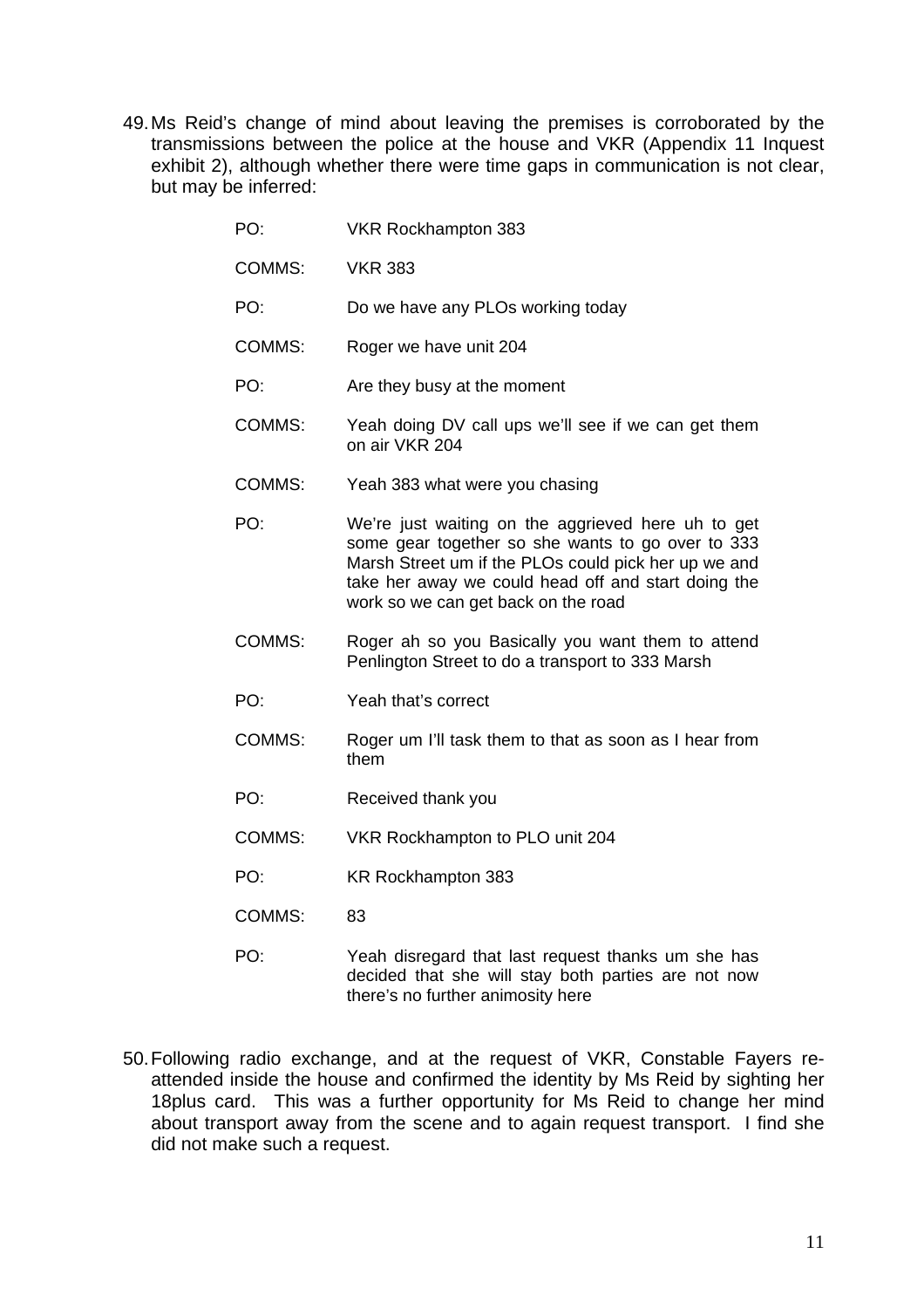49. Ms Reid's change of mind about leaving the premises is corroborated by the transmissions between the police at the house and VKR (Appendix 11 Inquest exhibit 2), although whether there were time gaps in communication is not clear, but may be inferred:

| | |
|---|---|
| PO: | VKR Rockhampton 383 |
| COMMS: | VKR 383 |
| PO: | Do we have any PLOs working today |
| COMMS: | Roger we have unit 204 |
| PO: | Are they busy at the moment |
| COMMS: | Yeah doing DV call ups we'll see if we can get them on air VKR 204 |
| COMMS: | Yeah 383 what were you chasing |
| PO: | We're just waiting on the aggrieved here uh to get some gear together so she wants to go over to 333 Marsh Street um if the PLOs could pick her up we and take her away we could head off and start doing the work so we can get back on the road |
| COMMS: | Roger ah so you Basically you want them to attend Penlington Street to do a transport to 333 Marsh |
| PO: | Yeah that's correct |
| COMMS: | Roger um I'll task them to that as soon as I hear from them |
| PO: | Received thank you |
| COMMS: | VKR Rockhampton to PLO unit 204 |
| PO: | KR Rockhampton 383 |
| COMMS: | 83 |
| PO: | Yeah disregard that last request thanks um she has decided that she will stay both parties are not now there's no further animosity here |

50. Following radio exchange, and at the request of VKR, Constable Fayers re-attended inside the house and confirmed the identity by Ms Reid by sighting her 18plus card. This was a further opportunity for Ms Reid to change her mind about transport away from the scene and to again request transport. I find she did not make such a request.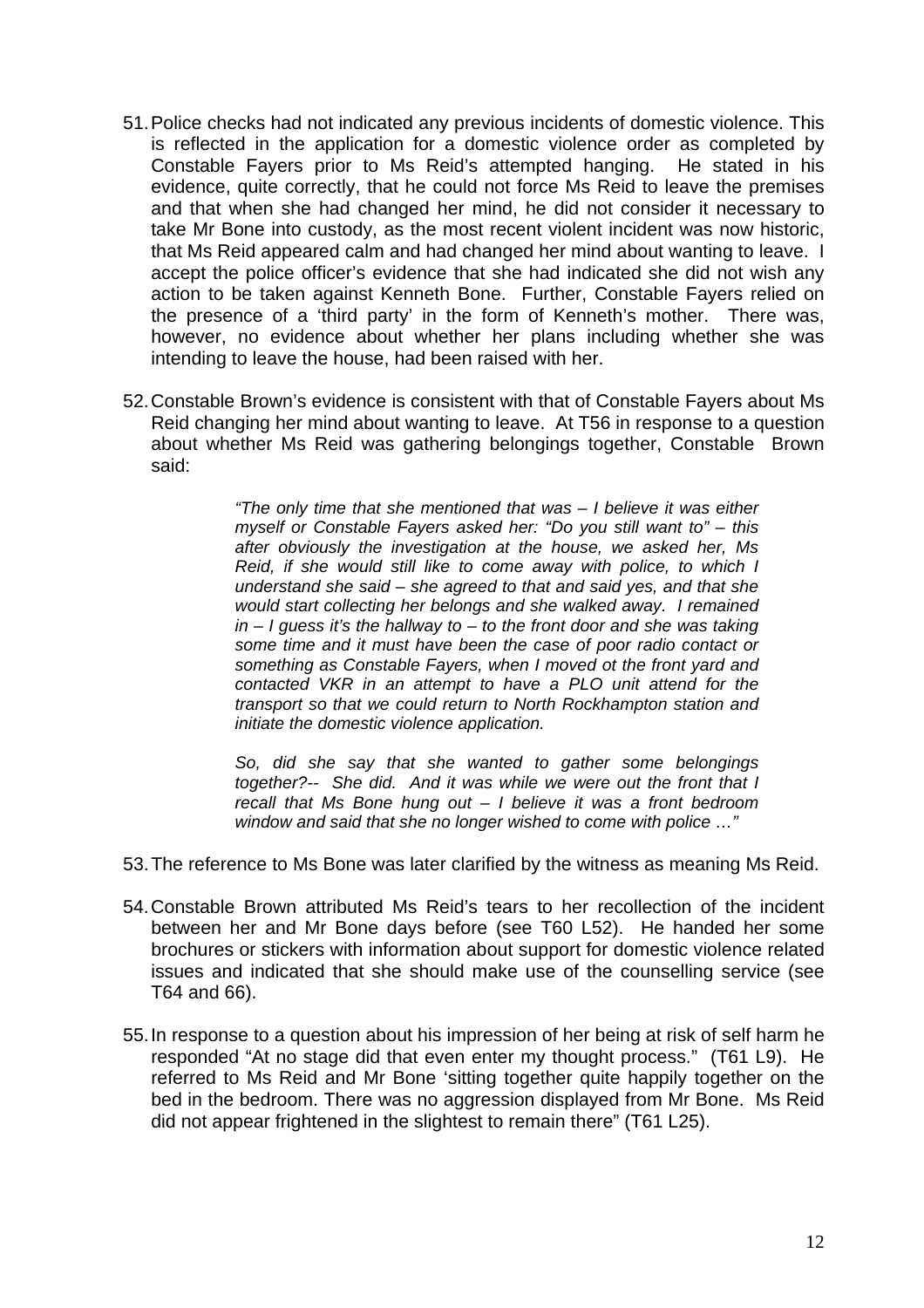51. Police checks had not indicated any previous incidents of domestic violence. This is reflected in the application for a domestic violence order as completed by Constable Fayers prior to Ms Reid's attempted hanging. He stated in his evidence, quite correctly, that he could not force Ms Reid to leave the premises and that when she had changed her mind, he did not consider it necessary to take Mr Bone into custody, as the most recent violent incident was now historic, that Ms Reid appeared calm and had changed her mind about wanting to leave. I accept the police officer's evidence that she had indicated she did not wish any action to be taken against Kenneth Bone. Further, Constable Fayers relied on the presence of a 'third party' in the form of Kenneth's mother. There was, however, no evidence about whether her plans including whether she was intending to leave the house, had been raised with her.

52. Constable Brown's evidence is consistent with that of Constable Fayers about Ms Reid changing her mind about wanting to leave. At T56 in response to a question about whether Ms Reid was gathering belongings together, Constable Brown said:

> *"The only time that she mentioned that was – I believe it was either myself or Constable Fayers asked her: "Do you still want to" – this after obviously the investigation at the house, we asked her, Ms Reid, if she would still like to come away with police, to which I understand she said – she agreed to that and said yes, and that she would start collecting her belongs and she walked away. I remained in – I guess it's the hallway to – to the front door and she was taking some time and it must have been the case of poor radio contact or something as Constable Fayers, when I moved ot the front yard and contacted VKR in an attempt to have a PLO unit attend for the transport so that we could return to North Rockhampton station and initiate the domestic violence application.*
>
> *So, did she say that she wanted to gather some belongings together?-- She did. And it was while we were out the front that I recall that Ms Bone hung out – I believe it was a front bedroom window and said that she no longer wished to come with police …"*

53. The reference to Ms Bone was later clarified by the witness as meaning Ms Reid.

54. Constable Brown attributed Ms Reid's tears to her recollection of the incident between her and Mr Bone days before (see T60 L52). He handed her some brochures or stickers with information about support for domestic violence related issues and indicated that she should make use of the counselling service (see T64 and 66).

55. In response to a question about his impression of her being at risk of self harm he responded "At no stage did that even enter my thought process." (T61 L9). He referred to Ms Reid and Mr Bone 'sitting together quite happily together on the bed in the bedroom. There was no aggression displayed from Mr Bone. Ms Reid did not appear frightened in the slightest to remain there" (T61 L25).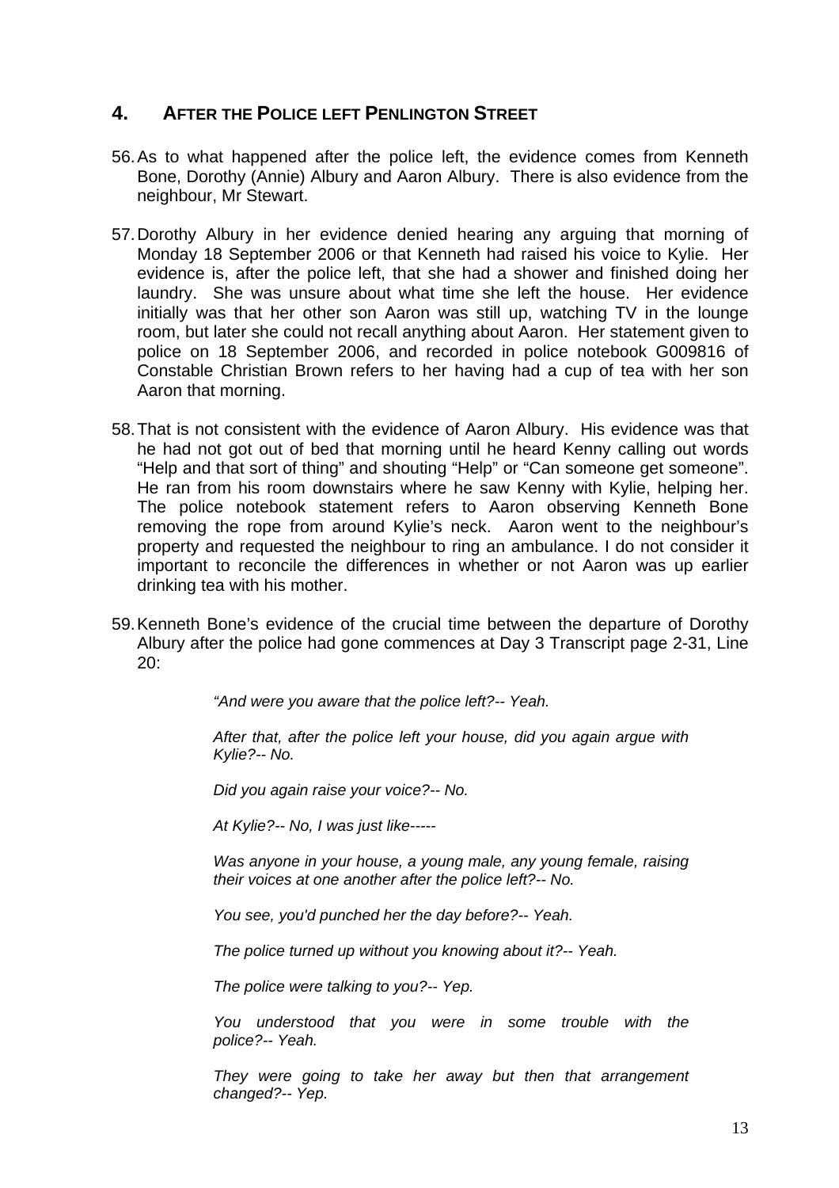## 4. AFTER THE POLICE LEFT PENLINGTON STREET

56. As to what happened after the police left, the evidence comes from Kenneth Bone, Dorothy (Annie) Albury and Aaron Albury. There is also evidence from the neighbour, Mr Stewart.

57. Dorothy Albury in her evidence denied hearing any arguing that morning of Monday 18 September 2006 or that Kenneth had raised his voice to Kylie. Her evidence is, after the police left, that she had a shower and finished doing her laundry. She was unsure about what time she left the house. Her evidence initially was that her other son Aaron was still up, watching TV in the lounge room, but later she could not recall anything about Aaron. Her statement given to police on 18 September 2006, and recorded in police notebook G009816 of Constable Christian Brown refers to her having had a cup of tea with her son Aaron that morning.

58. That is not consistent with the evidence of Aaron Albury. His evidence was that he had not got out of bed that morning until he heard Kenny calling out words "Help and that sort of thing" and shouting "Help" or "Can someone get someone". He ran from his room downstairs where he saw Kenny with Kylie, helping her. The police notebook statement refers to Aaron observing Kenneth Bone removing the rope from around Kylie's neck. Aaron went to the neighbour's property and requested the neighbour to ring an ambulance. I do not consider it important to reconcile the differences in whether or not Aaron was up earlier drinking tea with his mother.

59. Kenneth Bone's evidence of the crucial time between the departure of Dorothy Albury after the police had gone commences at Day 3 Transcript page 2-31, Line 20:

> *"And were you aware that the police left?-- Yeah.*
>
> *After that, after the police left your house, did you again argue with Kylie?-- No.*
>
> *Did you again raise your voice?-- No.*
>
> *At Kylie?-- No, I was just like-----*
>
> *Was anyone in your house, a young male, any young female, raising their voices at one another after the police left?-- No.*
>
> *You see, you'd punched her the day before?-- Yeah.*
>
> *The police turned up without you knowing about it?-- Yeah.*
>
> *The police were talking to you?-- Yep.*
>
> *You understood that you were in some trouble with the police?-- Yeah.*
>
> *They were going to take her away but then that arrangement changed?-- Yep.*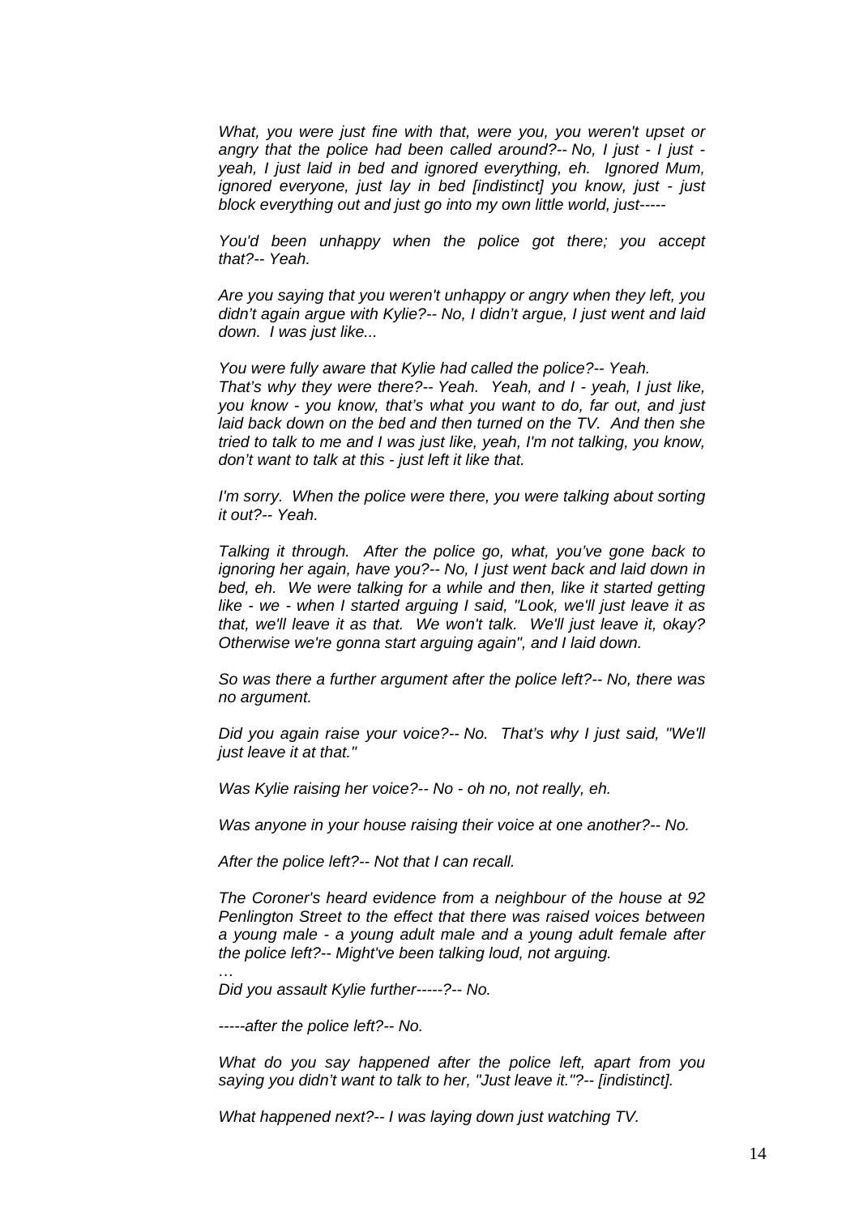*What, you were just fine with that, were you, you weren't upset or angry that the police had been called around?-- No, I just - I just - yeah, I just laid in bed and ignored everything, eh. Ignored Mum, ignored everyone, just lay in bed [indistinct] you know, just - just block everything out and just go into my own little world, just-----*

*You'd been unhappy when the police got there; you accept that?-- Yeah.*

*Are you saying that you weren't unhappy or angry when they left, you didn't again argue with Kylie?-- No, I didn't argue, I just went and laid down. I was just like...*

*You were fully aware that Kylie had called the police?-- Yeah.*
*That's why they were there?-- Yeah. Yeah, and I - yeah, I just like, you know - you know, that's what you want to do, far out, and just laid back down on the bed and then turned on the TV. And then she tried to talk to me and I was just like, yeah, I'm not talking, you know, don't want to talk at this - just left it like that.*

*I'm sorry. When the police were there, you were talking about sorting it out?-- Yeah.*

*Talking it through. After the police go, what, you've gone back to ignoring her again, have you?-- No, I just went back and laid down in bed, eh. We were talking for a while and then, like it started getting like - we - when I started arguing I said, "Look, we'll just leave it as that, we'll leave it as that. We won't talk. We'll just leave it, okay? Otherwise we're gonna start arguing again", and I laid down.*

*So was there a further argument after the police left?-- No, there was no argument.*

*Did you again raise your voice?-- No. That's why I just said, "We'll just leave it at that."*

*Was Kylie raising her voice?-- No - oh no, not really, eh.*

*Was anyone in your house raising their voice at one another?-- No.*

*After the police left?-- Not that I can recall.*

*The Coroner's heard evidence from a neighbour of the house at 92 Penlington Street to the effect that there was raised voices between a young male - a young adult male and a young adult female after the police left?-- Might've been talking loud, not arguing.*
*…*
*Did you assault Kylie further-----?-- No.*

*-----after the police left?-- No.*

*What do you say happened after the police left, apart from you saying you didn't want to talk to her, "Just leave it."?-- [indistinct].*

*What happened next?-- I was laying down just watching TV.*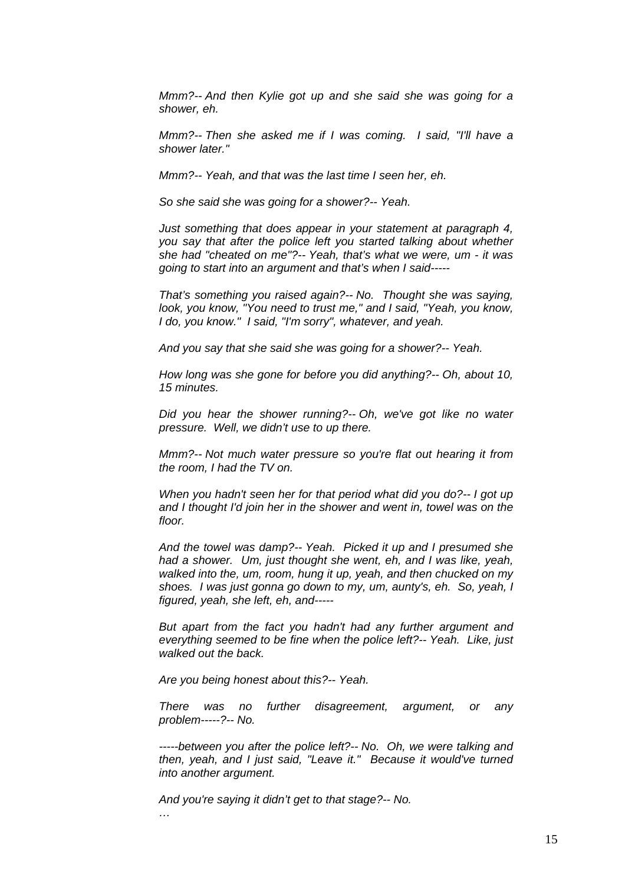*Mmm?-- And then Kylie got up and she said she was going for a shower, eh.*

*Mmm?-- Then she asked me if I was coming. I said, "I'll have a shower later."*

*Mmm?-- Yeah, and that was the last time I seen her, eh.*

*So she said she was going for a shower?-- Yeah.*

*Just something that does appear in your statement at paragraph 4, you say that after the police left you started talking about whether she had "cheated on me"?-- Yeah, that's what we were, um - it was going to start into an argument and that's when I said-----*

*That's something you raised again?-- No. Thought she was saying, look, you know, "You need to trust me," and I said, "Yeah, you know, I do, you know." I said, "I'm sorry", whatever, and yeah.*

*And you say that she said she was going for a shower?-- Yeah.*

*How long was she gone for before you did anything?-- Oh, about 10, 15 minutes.*

*Did you hear the shower running?-- Oh, we've got like no water pressure. Well, we didn't use to up there.*

*Mmm?-- Not much water pressure so you're flat out hearing it from the room, I had the TV on.*

*When you hadn't seen her for that period what did you do?-- I got up and I thought I'd join her in the shower and went in, towel was on the floor.*

*And the towel was damp?-- Yeah. Picked it up and I presumed she had a shower. Um, just thought she went, eh, and I was like, yeah, walked into the, um, room, hung it up, yeah, and then chucked on my shoes. I was just gonna go down to my, um, aunty's, eh. So, yeah, I figured, yeah, she left, eh, and-----*

*But apart from the fact you hadn't had any further argument and everything seemed to be fine when the police left?-- Yeah. Like, just walked out the back.*

*Are you being honest about this?-- Yeah.*

*There was no further disagreement, argument, or any problem-----?-- No.*

*-----between you after the police left?-- No. Oh, we were talking and then, yeah, and I just said, "Leave it." Because it would've turned into another argument.*

*And you're saying it didn't get to that stage?-- No.*

*…*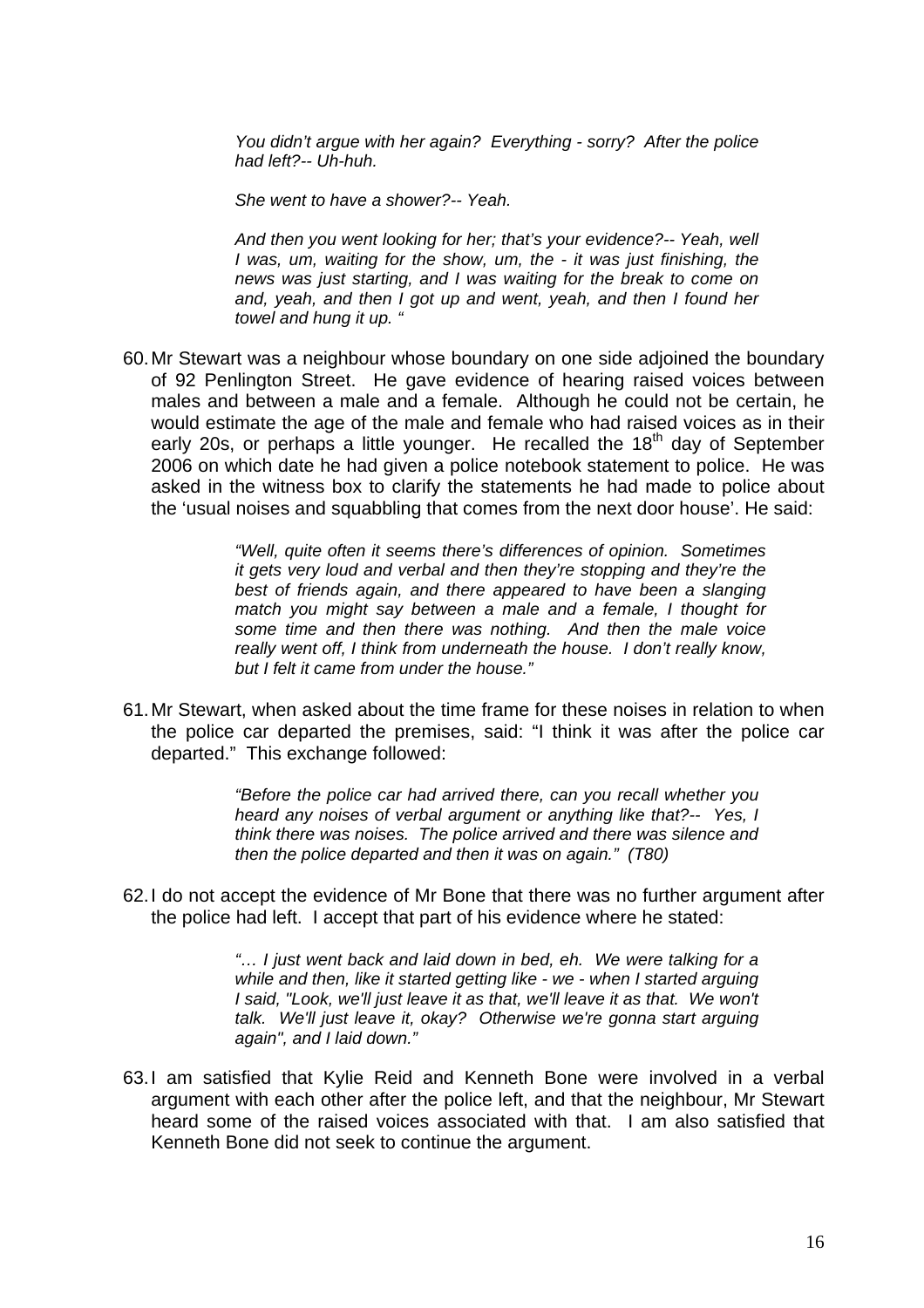> *You didn't argue with her again? Everything - sorry? After the police had left?-- Uh-huh.*
>
> *She went to have a shower?-- Yeah.*
>
> *And then you went looking for her; that's your evidence?-- Yeah, well I was, um, waiting for the show, um, the - it was just finishing, the news was just starting, and I was waiting for the break to come on and, yeah, and then I got up and went, yeah, and then I found her towel and hung it up. "*

60. Mr Stewart was a neighbour whose boundary on one side adjoined the boundary of 92 Penlington Street. He gave evidence of hearing raised voices between males and between a male and a female. Although he could not be certain, he would estimate the age of the male and female who had raised voices as in their early 20s, or perhaps a little younger. He recalled the 18th day of September 2006 on which date he had given a police notebook statement to police. He was asked in the witness box to clarify the statements he had made to police about the 'usual noises and squabbling that comes from the next door house'. He said:

> *"Well, quite often it seems there's differences of opinion. Sometimes it gets very loud and verbal and then they're stopping and they're the best of friends again, and there appeared to have been a slanging match you might say between a male and a female, I thought for some time and then there was nothing. And then the male voice really went off, I think from underneath the house. I don't really know, but I felt it came from under the house."*

61. Mr Stewart, when asked about the time frame for these noises in relation to when the police car departed the premises, said: "I think it was after the police car departed." This exchange followed:

> *"Before the police car had arrived there, can you recall whether you heard any noises of verbal argument or anything like that?-- Yes, I think there was noises. The police arrived and there was silence and then the police departed and then it was on again." (T80)*

62. I do not accept the evidence of Mr Bone that there was no further argument after the police had left. I accept that part of his evidence where he stated:

> *"… I just went back and laid down in bed, eh. We were talking for a while and then, like it started getting like - we - when I started arguing I said, "Look, we'll just leave it as that, we'll leave it as that. We won't talk. We'll just leave it, okay? Otherwise we're gonna start arguing again", and I laid down."*

63. I am satisfied that Kylie Reid and Kenneth Bone were involved in a verbal argument with each other after the police left, and that the neighbour, Mr Stewart heard some of the raised voices associated with that. I am also satisfied that Kenneth Bone did not seek to continue the argument.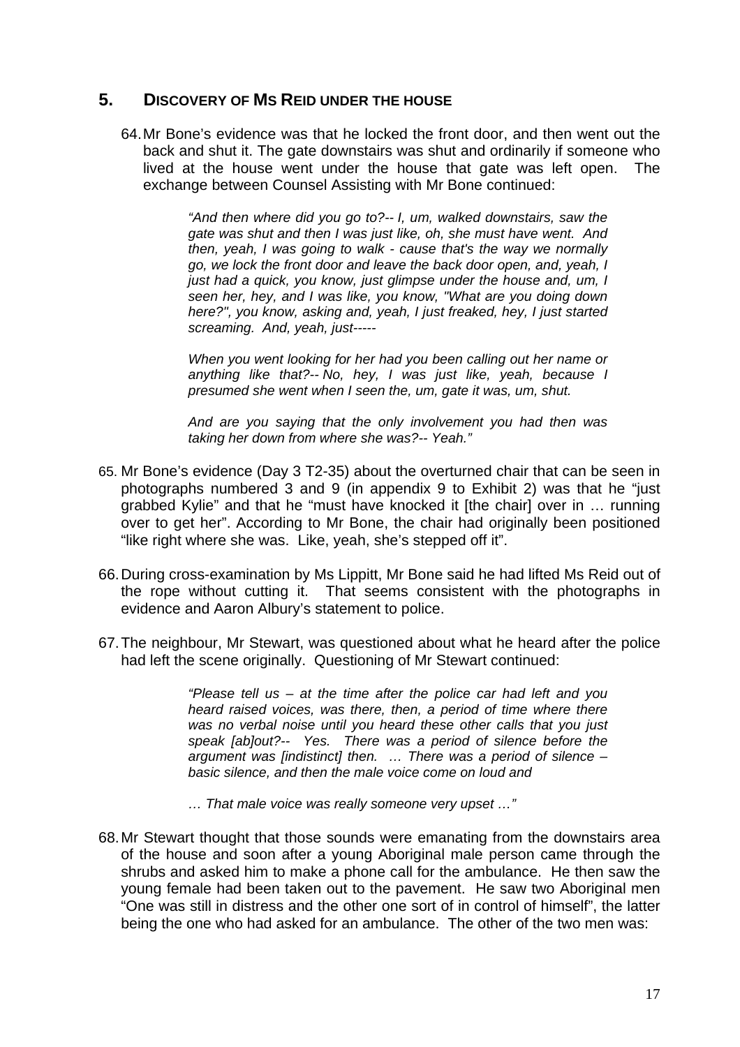## 5. DISCOVERY OF MS REID UNDER THE HOUSE

64. Mr Bone's evidence was that he locked the front door, and then went out the back and shut it. The gate downstairs was shut and ordinarily if someone who lived at the house went under the house that gate was left open. The exchange between Counsel Assisting with Mr Bone continued:

> *"And then where did you go to?-- I, um, walked downstairs, saw the gate was shut and then I was just like, oh, she must have went. And then, yeah, I was going to walk - cause that's the way we normally go, we lock the front door and leave the back door open, and, yeah, I just had a quick, you know, just glimpse under the house and, um, I seen her, hey, and I was like, you know, "What are you doing down here?", you know, asking and, yeah, I just freaked, hey, I just started screaming. And, yeah, just-----*
>
> *When you went looking for her had you been calling out her name or anything like that?-- No, hey, I was just like, yeah, because I presumed she went when I seen the, um, gate it was, um, shut.*
>
> *And are you saying that the only involvement you had then was taking her down from where she was?-- Yeah."*

65. Mr Bone's evidence (Day 3 T2-35) about the overturned chair that can be seen in photographs numbered 3 and 9 (in appendix 9 to Exhibit 2) was that he "just grabbed Kylie" and that he "must have knocked it [the chair] over in … running over to get her". According to Mr Bone, the chair had originally been positioned "like right where she was. Like, yeah, she's stepped off it".

66. During cross-examination by Ms Lippitt, Mr Bone said he had lifted Ms Reid out of the rope without cutting it. That seems consistent with the photographs in evidence and Aaron Albury's statement to police.

67. The neighbour, Mr Stewart, was questioned about what he heard after the police had left the scene originally. Questioning of Mr Stewart continued:

> *"Please tell us – at the time after the police car had left and you heard raised voices, was there, then, a period of time where there was no verbal noise until you heard these other calls that you just speak [ab]out?-- Yes. There was a period of silence before the argument was [indistinct] then. … There was a period of silence – basic silence, and then the male voice come on loud and*
>
> *… That male voice was really someone very upset …"*

68. Mr Stewart thought that those sounds were emanating from the downstairs area of the house and soon after a young Aboriginal male person came through the shrubs and asked him to make a phone call for the ambulance. He then saw the young female had been taken out to the pavement. He saw two Aboriginal men "One was still in distress and the other one sort of in control of himself", the latter being the one who had asked for an ambulance. The other of the two men was: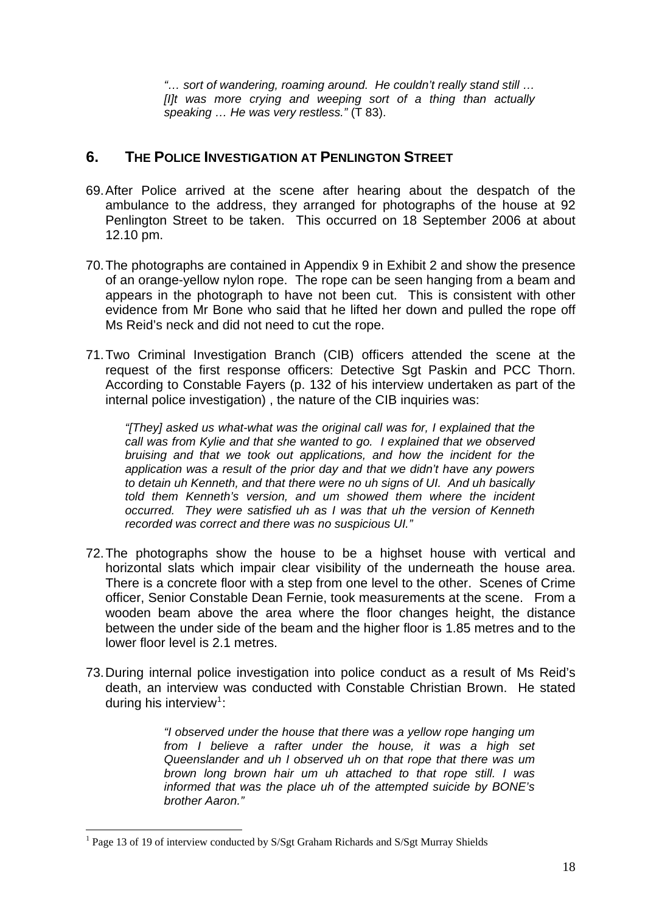> *"… sort of wandering, roaming around. He couldn't really stand still … [I]t was more crying and weeping sort of a thing than actually speaking … He was very restless."* (T 83).

## 6. THE POLICE INVESTIGATION AT PENLINGTON STREET

69. After Police arrived at the scene after hearing about the despatch of the ambulance to the address, they arranged for photographs of the house at 92 Penlington Street to be taken. This occurred on 18 September 2006 at about 12.10 pm.

70. The photographs are contained in Appendix 9 in Exhibit 2 and show the presence of an orange-yellow nylon rope. The rope can be seen hanging from a beam and appears in the photograph to have not been cut. This is consistent with other evidence from Mr Bone who said that he lifted her down and pulled the rope off Ms Reid's neck and did not need to cut the rope.

71. Two Criminal Investigation Branch (CIB) officers attended the scene at the request of the first response officers: Detective Sgt Paskin and PCC Thorn. According to Constable Fayers (p. 132 of his interview undertaken as part of the internal police investigation) , the nature of the CIB inquiries was:

    > *"[They] asked us what-what was the original call was for, I explained that the call was from Kylie and that she wanted to go. I explained that we observed bruising and that we took out applications, and how the incident for the application was a result of the prior day and that we didn't have any powers to detain uh Kenneth, and that there were no uh signs of UI. And uh basically told them Kenneth's version, and um showed them where the incident occurred. They were satisfied uh as I was that uh the version of Kenneth recorded was correct and there was no suspicious UI."*

72. The photographs show the house to be a highset house with vertical and horizontal slats which impair clear visibility of the underneath the house area. There is a concrete floor with a step from one level to the other. Scenes of Crime officer, Senior Constable Dean Fernie, took measurements at the scene. From a wooden beam above the area where the floor changes height, the distance between the under side of the beam and the higher floor is 1.85 metres and to the lower floor level is 2.1 metres.

73. During internal police investigation into police conduct as a result of Ms Reid's death, an interview was conducted with Constable Christian Brown. He stated during his interview[1]:

    > *"I observed under the house that there was a yellow rope hanging um from I believe a rafter under the house, it was a high set Queenslander and uh I observed uh on that rope that there was um brown long brown hair um uh attached to that rope still. I was informed that was the place uh of the attempted suicide by BONE's brother Aaron."*

---

[1] Page 13 of 19 of interview conducted by S/Sgt Graham Richards and S/Sgt Murray Shields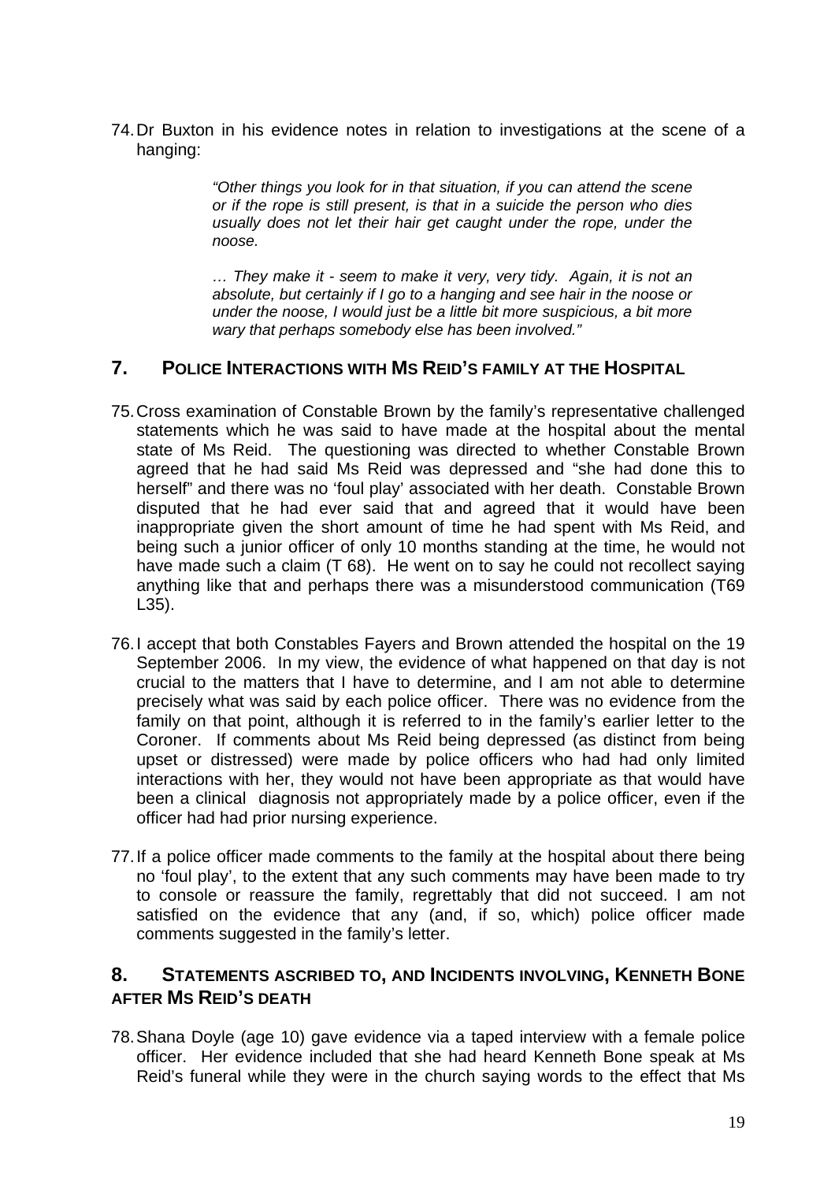74. Dr Buxton in his evidence notes in relation to investigations at the scene of a hanging:

> *"Other things you look for in that situation, if you can attend the scene or if the rope is still present, is that in a suicide the person who dies usually does not let their hair get caught under the rope, under the noose.*
>
> *… They make it - seem to make it very, very tidy. Again, it is not an absolute, but certainly if I go to a hanging and see hair in the noose or under the noose, I would just be a little bit more suspicious, a bit more wary that perhaps somebody else has been involved."*

## 7. POLICE INTERACTIONS WITH MS REID'S FAMILY AT THE HOSPITAL

75. Cross examination of Constable Brown by the family's representative challenged statements which he was said to have made at the hospital about the mental state of Ms Reid. The questioning was directed to whether Constable Brown agreed that he had said Ms Reid was depressed and "she had done this to herself" and there was no 'foul play' associated with her death. Constable Brown disputed that he had ever said that and agreed that it would have been inappropriate given the short amount of time he had spent with Ms Reid, and being such a junior officer of only 10 months standing at the time, he would not have made such a claim (T 68). He went on to say he could not recollect saying anything like that and perhaps there was a misunderstood communication (T69 L35).

76. I accept that both Constables Fayers and Brown attended the hospital on the 19 September 2006. In my view, the evidence of what happened on that day is not crucial to the matters that I have to determine, and I am not able to determine precisely what was said by each police officer. There was no evidence from the family on that point, although it is referred to in the family's earlier letter to the Coroner. If comments about Ms Reid being depressed (as distinct from being upset or distressed) were made by police officers who had had only limited interactions with her, they would not have been appropriate as that would have been a clinical diagnosis not appropriately made by a police officer, even if the officer had had prior nursing experience.

77. If a police officer made comments to the family at the hospital about there being no 'foul play', to the extent that any such comments may have been made to try to console or reassure the family, regrettably that did not succeed. I am not satisfied on the evidence that any (and, if so, which) police officer made comments suggested in the family's letter.

## 8. STATEMENTS ASCRIBED TO, AND INCIDENTS INVOLVING, KENNETH BONE AFTER MS REID'S DEATH

78. Shana Doyle (age 10) gave evidence via a taped interview with a female police officer. Her evidence included that she had heard Kenneth Bone speak at Ms Reid's funeral while they were in the church saying words to the effect that Ms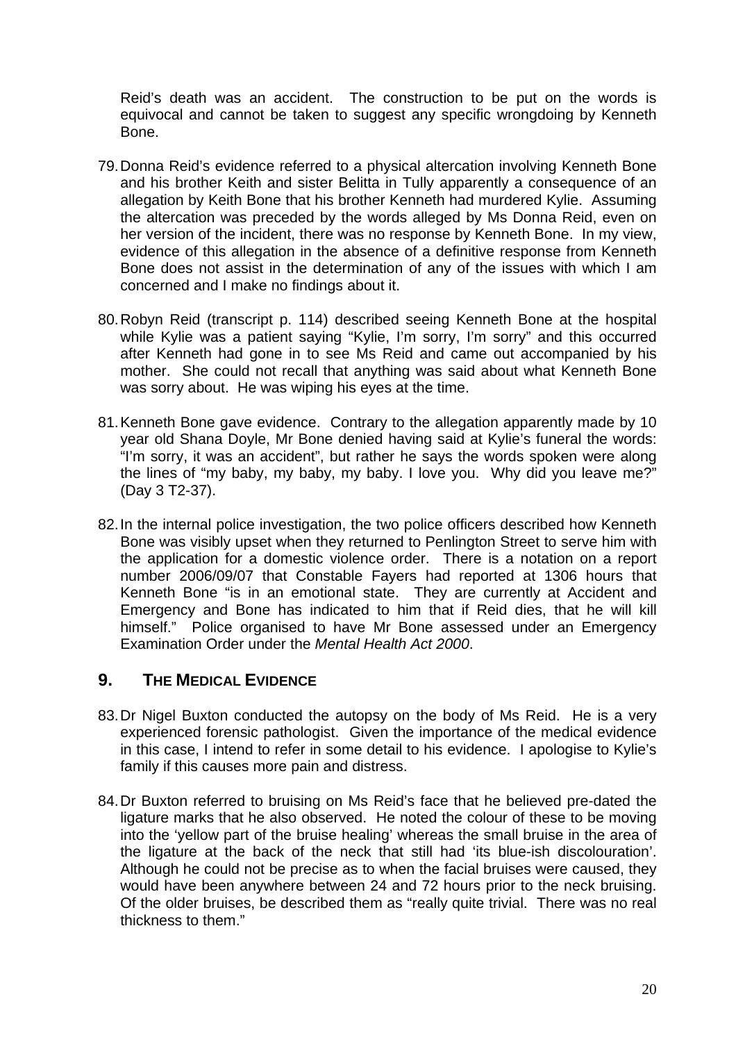Reid's death was an accident. The construction to be put on the words is equivocal and cannot be taken to suggest any specific wrongdoing by Kenneth Bone.

79. Donna Reid's evidence referred to a physical altercation involving Kenneth Bone and his brother Keith and sister Belitta in Tully apparently a consequence of an allegation by Keith Bone that his brother Kenneth had murdered Kylie. Assuming the altercation was preceded by the words alleged by Ms Donna Reid, even on her version of the incident, there was no response by Kenneth Bone. In my view, evidence of this allegation in the absence of a definitive response from Kenneth Bone does not assist in the determination of any of the issues with which I am concerned and I make no findings about it.

80. Robyn Reid (transcript p. 114) described seeing Kenneth Bone at the hospital while Kylie was a patient saying "Kylie, I'm sorry, I'm sorry" and this occurred after Kenneth had gone in to see Ms Reid and came out accompanied by his mother. She could not recall that anything was said about what Kenneth Bone was sorry about. He was wiping his eyes at the time.

81. Kenneth Bone gave evidence. Contrary to the allegation apparently made by 10 year old Shana Doyle, Mr Bone denied having said at Kylie's funeral the words: "I'm sorry, it was an accident", but rather he says the words spoken were along the lines of "my baby, my baby, my baby. I love you. Why did you leave me?" (Day 3 T2-37).

82. In the internal police investigation, the two police officers described how Kenneth Bone was visibly upset when they returned to Penlington Street to serve him with the application for a domestic violence order. There is a notation on a report number 2006/09/07 that Constable Fayers had reported at 1306 hours that Kenneth Bone "is in an emotional state. They are currently at Accident and Emergency and Bone has indicated to him that if Reid dies, that he will kill himself." Police organised to have Mr Bone assessed under an Emergency Examination Order under the *Mental Health Act 2000*.

## 9. THE MEDICAL EVIDENCE

83. Dr Nigel Buxton conducted the autopsy on the body of Ms Reid. He is a very experienced forensic pathologist. Given the importance of the medical evidence in this case, I intend to refer in some detail to his evidence. I apologise to Kylie's family if this causes more pain and distress.

84. Dr Buxton referred to bruising on Ms Reid's face that he believed pre-dated the ligature marks that he also observed. He noted the colour of these to be moving into the 'yellow part of the bruise healing' whereas the small bruise in the area of the ligature at the back of the neck that still had 'its blue-ish discolouration'. Although he could not be precise as to when the facial bruises were caused, they would have been anywhere between 24 and 72 hours prior to the neck bruising. Of the older bruises, be described them as "really quite trivial. There was no real thickness to them."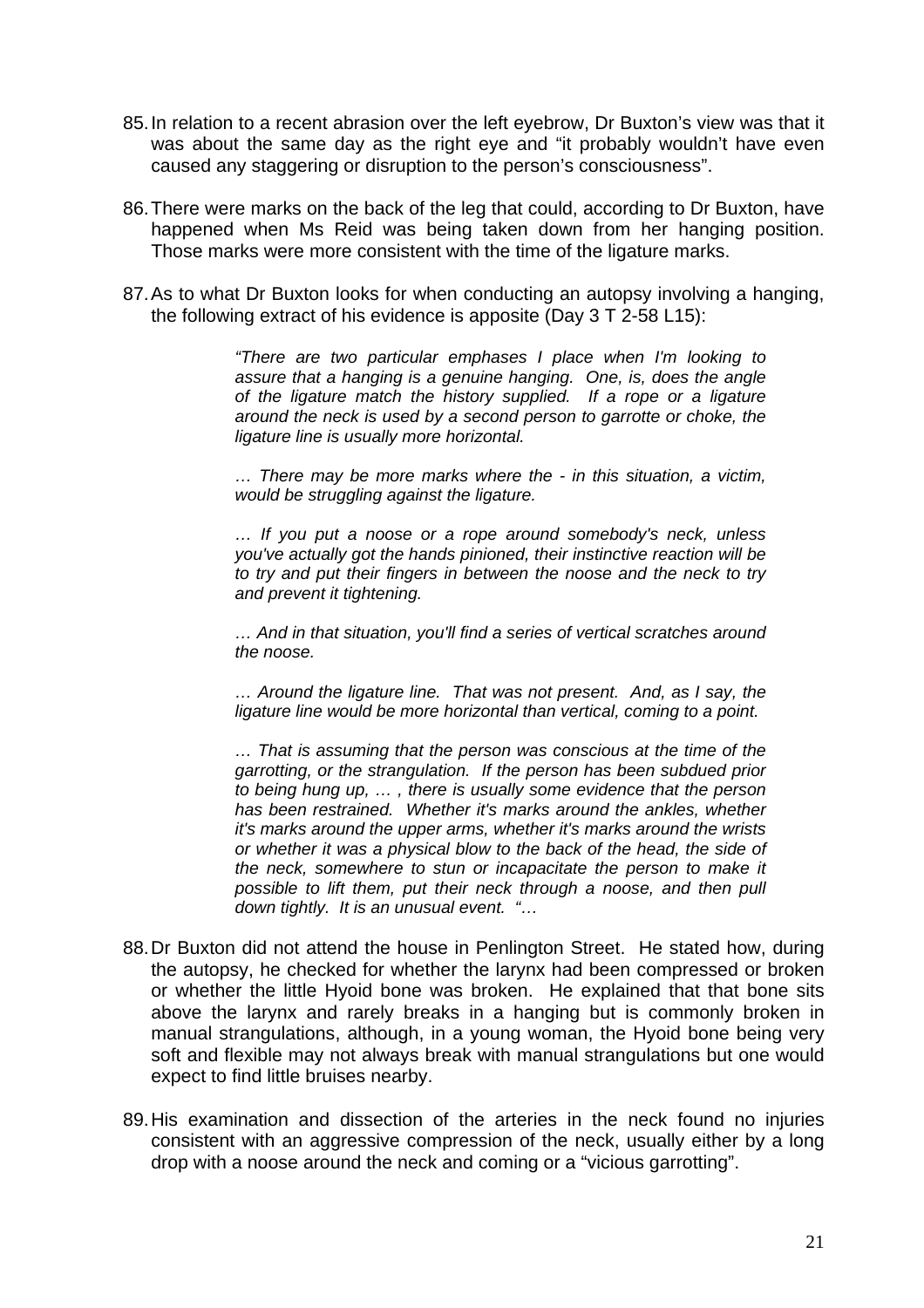85. In relation to a recent abrasion over the left eyebrow, Dr Buxton's view was that it was about the same day as the right eye and "it probably wouldn't have even caused any staggering or disruption to the person's consciousness".

86. There were marks on the back of the leg that could, according to Dr Buxton, have happened when Ms Reid was being taken down from her hanging position. Those marks were more consistent with the time of the ligature marks.

87. As to what Dr Buxton looks for when conducting an autopsy involving a hanging, the following extract of his evidence is apposite (Day 3 T 2-58 L15):

> *"There are two particular emphases I place when I'm looking to assure that a hanging is a genuine hanging. One, is, does the angle of the ligature match the history supplied. If a rope or a ligature around the neck is used by a second person to garrotte or choke, the ligature line is usually more horizontal.*
>
> *… There may be more marks where the - in this situation, a victim, would be struggling against the ligature.*
>
> *… If you put a noose or a rope around somebody's neck, unless you've actually got the hands pinioned, their instinctive reaction will be to try and put their fingers in between the noose and the neck to try and prevent it tightening.*
>
> *… And in that situation, you'll find a series of vertical scratches around the noose.*
>
> *… Around the ligature line. That was not present. And, as I say, the ligature line would be more horizontal than vertical, coming to a point.*
>
> *… That is assuming that the person was conscious at the time of the garrotting, or the strangulation. If the person has been subdued prior to being hung up, … , there is usually some evidence that the person has been restrained. Whether it's marks around the ankles, whether it's marks around the upper arms, whether it's marks around the wrists or whether it was a physical blow to the back of the head, the side of the neck, somewhere to stun or incapacitate the person to make it possible to lift them, put their neck through a noose, and then pull down tightly. It is an unusual event. "…*

88. Dr Buxton did not attend the house in Penlington Street. He stated how, during the autopsy, he checked for whether the larynx had been compressed or broken or whether the little Hyoid bone was broken. He explained that that bone sits above the larynx and rarely breaks in a hanging but is commonly broken in manual strangulations, although, in a young woman, the Hyoid bone being very soft and flexible may not always break with manual strangulations but one would expect to find little bruises nearby.

89. His examination and dissection of the arteries in the neck found no injuries consistent with an aggressive compression of the neck, usually either by a long drop with a noose around the neck and coming or a "vicious garrotting".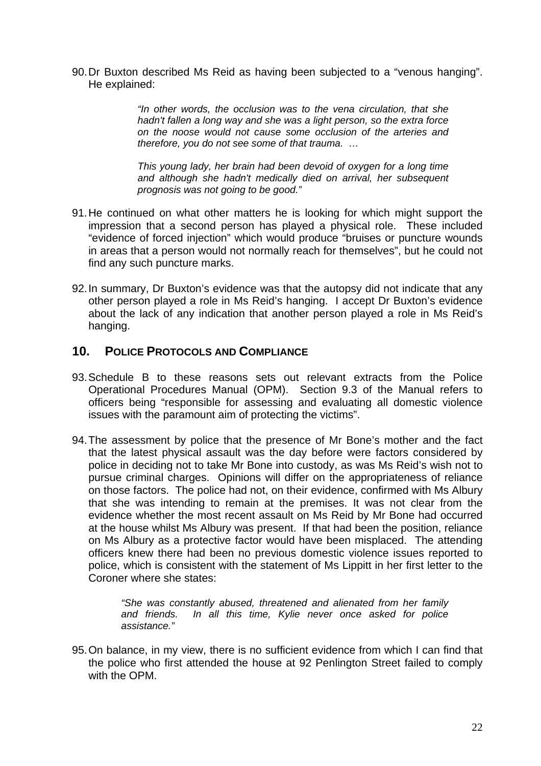90. Dr Buxton described Ms Reid as having been subjected to a "venous hanging". He explained:

> *"In other words, the occlusion was to the vena circulation, that she hadn't fallen a long way and she was a light person, so the extra force on the noose would not cause some occlusion of the arteries and therefore, you do not see some of that trauma. …*
>
> *This young lady, her brain had been devoid of oxygen for a long time and although she hadn't medically died on arrival, her subsequent prognosis was not going to be good."*

91. He continued on what other matters he is looking for which might support the impression that a second person has played a physical role. These included "evidence of forced injection" which would produce "bruises or puncture wounds in areas that a person would not normally reach for themselves", but he could not find any such puncture marks.

92. In summary, Dr Buxton's evidence was that the autopsy did not indicate that any other person played a role in Ms Reid's hanging. I accept Dr Buxton's evidence about the lack of any indication that another person played a role in Ms Reid's hanging.

## 10. POLICE PROTOCOLS AND COMPLIANCE

93. Schedule B to these reasons sets out relevant extracts from the Police Operational Procedures Manual (OPM). Section 9.3 of the Manual refers to officers being "responsible for assessing and evaluating all domestic violence issues with the paramount aim of protecting the victims".

94. The assessment by police that the presence of Mr Bone's mother and the fact that the latest physical assault was the day before were factors considered by police in deciding not to take Mr Bone into custody, as was Ms Reid's wish not to pursue criminal charges. Opinions will differ on the appropriateness of reliance on those factors. The police had not, on their evidence, confirmed with Ms Albury that she was intending to remain at the premises. It was not clear from the evidence whether the most recent assault on Ms Reid by Mr Bone had occurred at the house whilst Ms Albury was present. If that had been the position, reliance on Ms Albury as a protective factor would have been misplaced. The attending officers knew there had been no previous domestic violence issues reported to police, which is consistent with the statement of Ms Lippitt in her first letter to the Coroner where she states:

> *"She was constantly abused, threatened and alienated from her family and friends. In all this time, Kylie never once asked for police assistance."*

95. On balance, in my view, there is no sufficient evidence from which I can find that the police who first attended the house at 92 Penlington Street failed to comply with the OPM.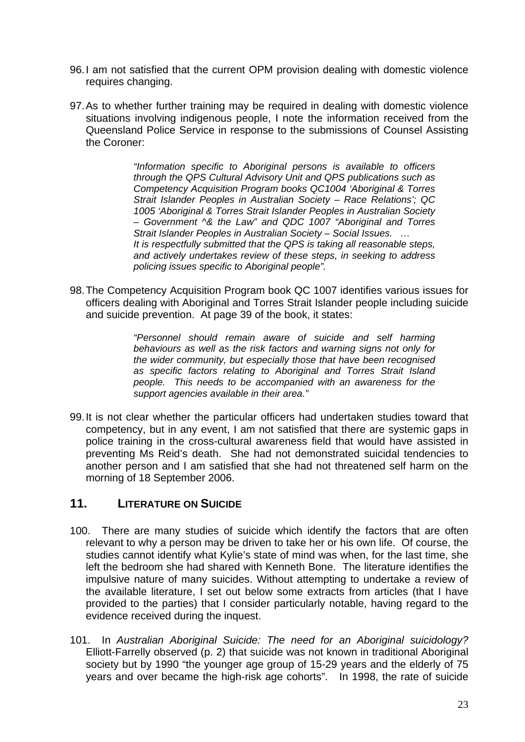96. I am not satisfied that the current OPM provision dealing with domestic violence requires changing.

97. As to whether further training may be required in dealing with domestic violence situations involving indigenous people, I note the information received from the Queensland Police Service in response to the submissions of Counsel Assisting the Coroner:

> *"Information specific to Aboriginal persons is available to officers through the QPS Cultural Advisory Unit and QPS publications such as Competency Acquisition Program books QC1004 'Aboriginal & Torres Strait Islander Peoples in Australian Society – Race Relations'; QC 1005 'Aboriginal & Torres Strait Islander Peoples in Australian Society – Government ^& the Law" and QDC 1007 "Aboriginal and Torres Strait Islander Peoples in Australian Society – Social Issues. …*
> *It is respectfully submitted that the QPS is taking all reasonable steps, and actively undertakes review of these steps, in seeking to address policing issues specific to Aboriginal people".*

98. The Competency Acquisition Program book QC 1007 identifies various issues for officers dealing with Aboriginal and Torres Strait Islander people including suicide and suicide prevention. At page 39 of the book, it states:

> *"Personnel should remain aware of suicide and self harming behaviours as well as the risk factors and warning signs not only for the wider community, but especially those that have been recognised as specific factors relating to Aboriginal and Torres Strait Island people. This needs to be accompanied with an awareness for the support agencies available in their area."*

99. It is not clear whether the particular officers had undertaken studies toward that competency, but in any event, I am not satisfied that there are systemic gaps in police training in the cross-cultural awareness field that would have assisted in preventing Ms Reid's death. She had not demonstrated suicidal tendencies to another person and I am satisfied that she had not threatened self harm on the morning of 18 September 2006.

## 11. LITERATURE ON SUICIDE

100. There are many studies of suicide which identify the factors that are often relevant to why a person may be driven to take her or his own life. Of course, the studies cannot identify what Kylie's state of mind was when, for the last time, she left the bedroom she had shared with Kenneth Bone. The literature identifies the impulsive nature of many suicides. Without attempting to undertake a review of the available literature, I set out below some extracts from articles (that I have provided to the parties) that I consider particularly notable, having regard to the evidence received during the inquest.

101. In *Australian Aboriginal Suicide: The need for an Aboriginal suicidology?* Elliott-Farrelly observed (p. 2) that suicide was not known in traditional Aboriginal society but by 1990 "the younger age group of 15-29 years and the elderly of 75 years and over became the high-risk age cohorts". In 1998, the rate of suicide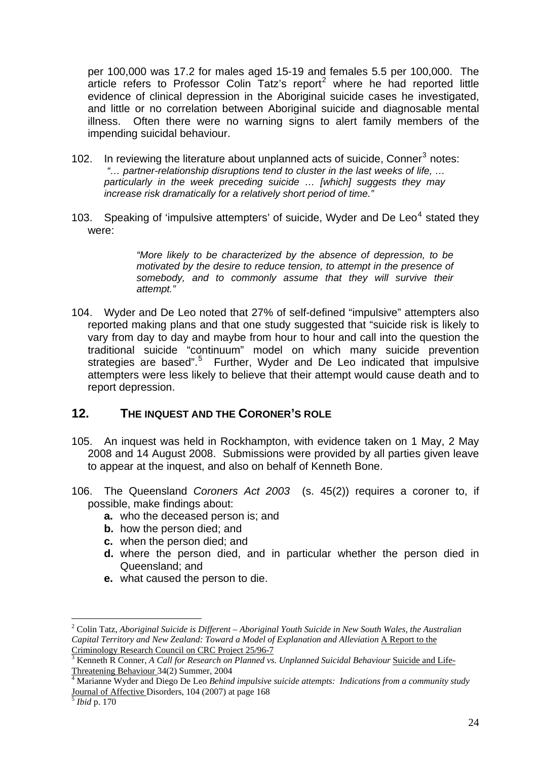per 100,000 was 17.2 for males aged 15-19 and females 5.5 per 100,000. The article refers to Professor Colin Tatz's report[2] where he had reported little evidence of clinical depression in the Aboriginal suicide cases he investigated, and little or no correlation between Aboriginal suicide and diagnosable mental illness. Often there were no warning signs to alert family members of the impending suicidal behaviour.

102. In reviewing the literature about unplanned acts of suicide, Conner[3] notes:
*"… partner-relationship disruptions tend to cluster in the last weeks of life, … particularly in the week preceding suicide … [which] suggests they may increase risk dramatically for a relatively short period of time."*

103. Speaking of 'impulsive attempters' of suicide, Wyder and De Leo[4] stated they were:

> *"More likely to be characterized by the absence of depression, to be motivated by the desire to reduce tension, to attempt in the presence of somebody, and to commonly assume that they will survive their attempt."*

104. Wyder and De Leo noted that 27% of self-defined "impulsive" attempters also reported making plans and that one study suggested that "suicide risk is likely to vary from day to day and maybe from hour to hour and call into the question the traditional suicide "continuum" model on which many suicide prevention strategies are based".[5] Further, Wyder and De Leo indicated that impulsive attempters were less likely to believe that their attempt would cause death and to report depression.

## 12. THE INQUEST AND THE CORONER'S ROLE

105. An inquest was held in Rockhampton, with evidence taken on 1 May, 2 May 2008 and 14 August 2008. Submissions were provided by all parties given leave to appear at the inquest, and also on behalf of Kenneth Bone.

106. The Queensland *Coroners Act 2003* (s. 45(2)) requires a coroner to, if possible, make findings about:
   - **a.** who the deceased person is; and
   - **b.** how the person died; and
   - **c.** when the person died; and
   - **d.** where the person died, and in particular whether the person died in Queensland; and
   - **e.** what caused the person to die.

---

[2] Colin Tatz, *Aboriginal Suicide is Different – Aboriginal Youth Suicide in New South Wales, the Australian Capital Territory and New Zealand: Toward a Model of Explanation and Alleviation* A Report to the Criminology Research Council on CRC Project 25/96-7

[3] Kenneth R Conner, *A Call for Research on Planned vs. Unplanned Suicidal Behaviour* Suicide and Life-Threatening Behaviour 34(2) Summer, 2004

[4] Marianne Wyder and Diego De Leo *Behind impulsive suicide attempts: Indications from a community study* Journal of Affective Disorders, 104 (2007) at page 168

[5] *Ibid* p. 170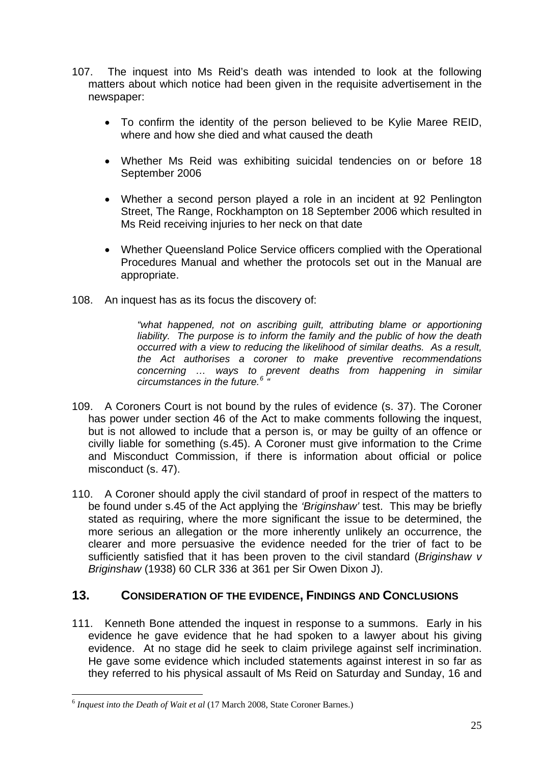107. The inquest into Ms Reid's death was intended to look at the following matters about which notice had been given in the requisite advertisement in the newspaper:

- To confirm the identity of the person believed to be Kylie Maree REID, where and how she died and what caused the death
- Whether Ms Reid was exhibiting suicidal tendencies on or before 18 September 2006
- Whether a second person played a role in an incident at 92 Penlington Street, The Range, Rockhampton on 18 September 2006 which resulted in Ms Reid receiving injuries to her neck on that date
- Whether Queensland Police Service officers complied with the Operational Procedures Manual and whether the protocols set out in the Manual are appropriate.

108. An inquest has as its focus the discovery of:

> *"what happened, not on ascribing guilt, attributing blame or apportioning liability. The purpose is to inform the family and the public of how the death occurred with a view to reducing the likelihood of similar deaths. As a result, the Act authorises a coroner to make preventive recommendations concerning … ways to prevent deaths from happening in similar circumstances in the future.*[6] *"*

109. A Coroners Court is not bound by the rules of evidence (s. 37). The Coroner has power under section 46 of the Act to make comments following the inquest, but is not allowed to include that a person is, or may be guilty of an offence or civilly liable for something (s.45). A Coroner must give information to the Crime and Misconduct Commission, if there is information about official or police misconduct (s. 47).

110. A Coroner should apply the civil standard of proof in respect of the matters to be found under s.45 of the Act applying the *'Briginshaw'* test. This may be briefly stated as requiring, where the more significant the issue to be determined, the more serious an allegation or the more inherently unlikely an occurrence, the clearer and more persuasive the evidence needed for the trier of fact to be sufficiently satisfied that it has been proven to the civil standard (*Briginshaw v Briginshaw* (1938) 60 CLR 336 at 361 per Sir Owen Dixon J).

## 13. CONSIDERATION OF THE EVIDENCE, FINDINGS AND CONCLUSIONS

111. Kenneth Bone attended the inquest in response to a summons. Early in his evidence he gave evidence that he had spoken to a lawyer about his giving evidence. At no stage did he seek to claim privilege against self incrimination. He gave some evidence which included statements against interest in so far as they referred to his physical assault of Ms Reid on Saturday and Sunday, 16 and

---

[6] *Inquest into the Death of Wait et al* (17 March 2008, State Coroner Barnes.)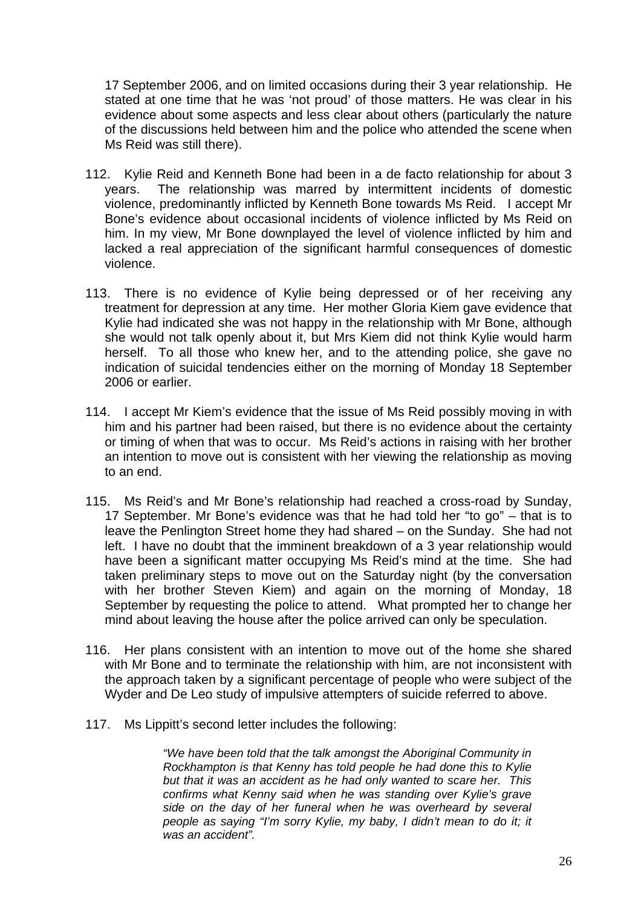17 September 2006, and on limited occasions during their 3 year relationship. He stated at one time that he was 'not proud' of those matters. He was clear in his evidence about some aspects and less clear about others (particularly the nature of the discussions held between him and the police who attended the scene when Ms Reid was still there).

112. Kylie Reid and Kenneth Bone had been in a de facto relationship for about 3 years. The relationship was marred by intermittent incidents of domestic violence, predominantly inflicted by Kenneth Bone towards Ms Reid. I accept Mr Bone's evidence about occasional incidents of violence inflicted by Ms Reid on him. In my view, Mr Bone downplayed the level of violence inflicted by him and lacked a real appreciation of the significant harmful consequences of domestic violence.

113. There is no evidence of Kylie being depressed or of her receiving any treatment for depression at any time. Her mother Gloria Kiem gave evidence that Kylie had indicated she was not happy in the relationship with Mr Bone, although she would not talk openly about it, but Mrs Kiem did not think Kylie would harm herself. To all those who knew her, and to the attending police, she gave no indication of suicidal tendencies either on the morning of Monday 18 September 2006 or earlier.

114. I accept Mr Kiem's evidence that the issue of Ms Reid possibly moving in with him and his partner had been raised, but there is no evidence about the certainty or timing of when that was to occur. Ms Reid's actions in raising with her brother an intention to move out is consistent with her viewing the relationship as moving to an end.

115. Ms Reid's and Mr Bone's relationship had reached a cross-road by Sunday, 17 September. Mr Bone's evidence was that he had told her "to go" – that is to leave the Penlington Street home they had shared – on the Sunday. She had not left. I have no doubt that the imminent breakdown of a 3 year relationship would have been a significant matter occupying Ms Reid's mind at the time. She had taken preliminary steps to move out on the Saturday night (by the conversation with her brother Steven Kiem) and again on the morning of Monday, 18 September by requesting the police to attend. What prompted her to change her mind about leaving the house after the police arrived can only be speculation.

116. Her plans consistent with an intention to move out of the home she shared with Mr Bone and to terminate the relationship with him, are not inconsistent with the approach taken by a significant percentage of people who were subject of the Wyder and De Leo study of impulsive attempters of suicide referred to above.

117. Ms Lippitt's second letter includes the following:

> *"We have been told that the talk amongst the Aboriginal Community in Rockhampton is that Kenny has told people he had done this to Kylie but that it was an accident as he had only wanted to scare her. This confirms what Kenny said when he was standing over Kylie's grave side on the day of her funeral when he was overheard by several people as saying "I'm sorry Kylie, my baby, I didn't mean to do it; it was an accident".*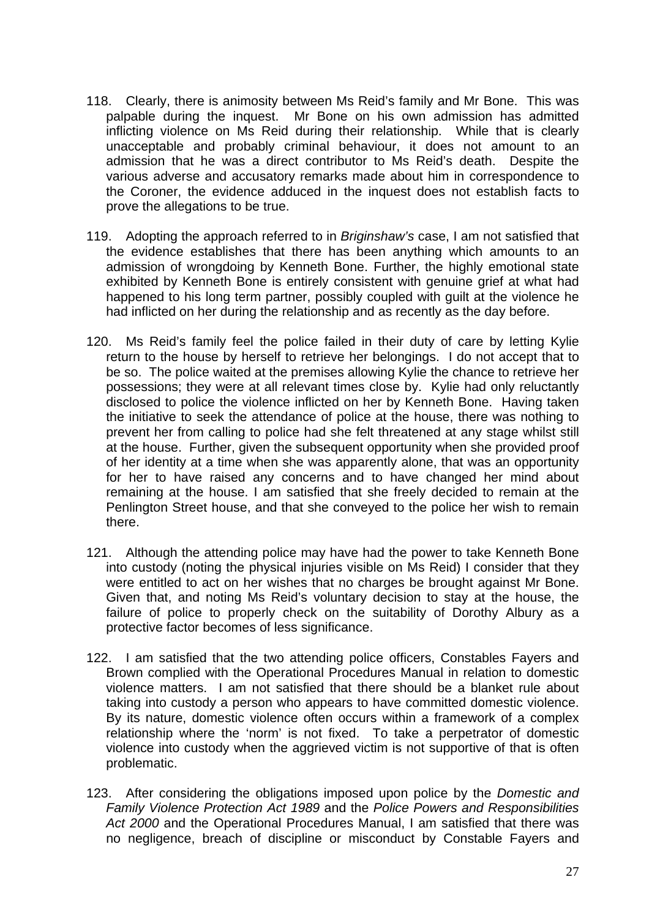118. Clearly, there is animosity between Ms Reid's family and Mr Bone. This was palpable during the inquest. Mr Bone on his own admission has admitted inflicting violence on Ms Reid during their relationship. While that is clearly unacceptable and probably criminal behaviour, it does not amount to an admission that he was a direct contributor to Ms Reid's death. Despite the various adverse and accusatory remarks made about him in correspondence to the Coroner, the evidence adduced in the inquest does not establish facts to prove the allegations to be true.

119. Adopting the approach referred to in *Briginshaw's* case, I am not satisfied that the evidence establishes that there has been anything which amounts to an admission of wrongdoing by Kenneth Bone. Further, the highly emotional state exhibited by Kenneth Bone is entirely consistent with genuine grief at what had happened to his long term partner, possibly coupled with guilt at the violence he had inflicted on her during the relationship and as recently as the day before.

120. Ms Reid's family feel the police failed in their duty of care by letting Kylie return to the house by herself to retrieve her belongings. I do not accept that to be so. The police waited at the premises allowing Kylie the chance to retrieve her possessions; they were at all relevant times close by. Kylie had only reluctantly disclosed to police the violence inflicted on her by Kenneth Bone. Having taken the initiative to seek the attendance of police at the house, there was nothing to prevent her from calling to police had she felt threatened at any stage whilst still at the house. Further, given the subsequent opportunity when she provided proof of her identity at a time when she was apparently alone, that was an opportunity for her to have raised any concerns and to have changed her mind about remaining at the house. I am satisfied that she freely decided to remain at the Penlington Street house, and that she conveyed to the police her wish to remain there.

121. Although the attending police may have had the power to take Kenneth Bone into custody (noting the physical injuries visible on Ms Reid) I consider that they were entitled to act on her wishes that no charges be brought against Mr Bone. Given that, and noting Ms Reid's voluntary decision to stay at the house, the failure of police to properly check on the suitability of Dorothy Albury as a protective factor becomes of less significance.

122. I am satisfied that the two attending police officers, Constables Fayers and Brown complied with the Operational Procedures Manual in relation to domestic violence matters. I am not satisfied that there should be a blanket rule about taking into custody a person who appears to have committed domestic violence. By its nature, domestic violence often occurs within a framework of a complex relationship where the 'norm' is not fixed. To take a perpetrator of domestic violence into custody when the aggrieved victim is not supportive of that is often problematic.

123. After considering the obligations imposed upon police by the *Domestic and Family Violence Protection Act 1989* and the *Police Powers and Responsibilities Act 2000* and the Operational Procedures Manual, I am satisfied that there was no negligence, breach of discipline or misconduct by Constable Fayers and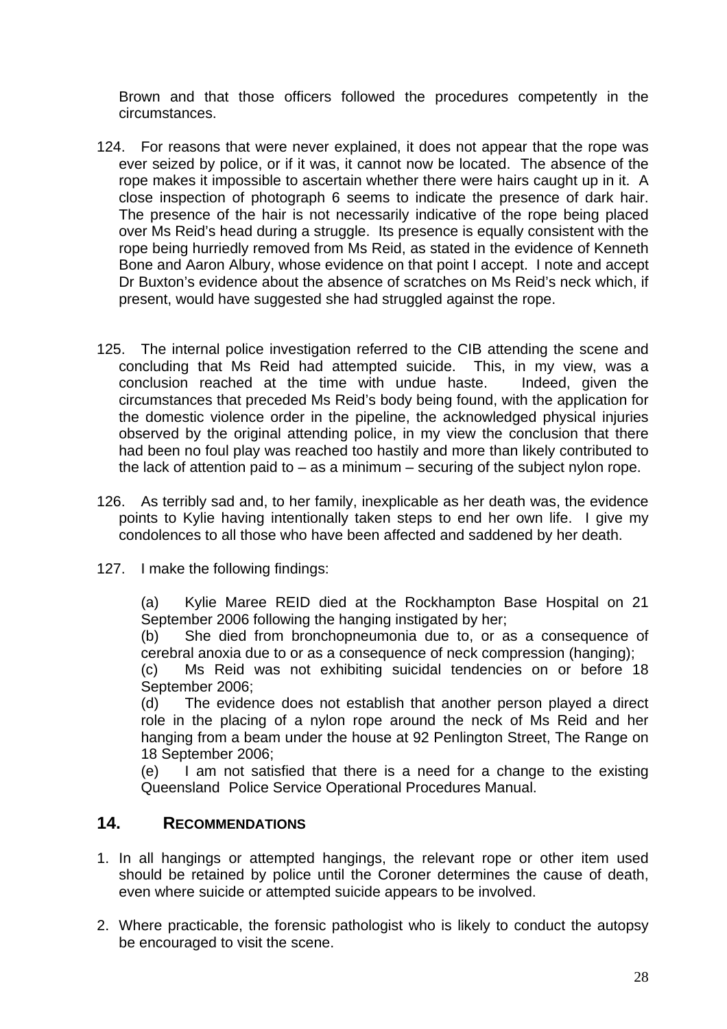Brown and that those officers followed the procedures competently in the circumstances.

124. For reasons that were never explained, it does not appear that the rope was ever seized by police, or if it was, it cannot now be located. The absence of the rope makes it impossible to ascertain whether there were hairs caught up in it. A close inspection of photograph 6 seems to indicate the presence of dark hair. The presence of the hair is not necessarily indicative of the rope being placed over Ms Reid's head during a struggle. Its presence is equally consistent with the rope being hurriedly removed from Ms Reid, as stated in the evidence of Kenneth Bone and Aaron Albury, whose evidence on that point I accept. I note and accept Dr Buxton's evidence about the absence of scratches on Ms Reid's neck which, if present, would have suggested she had struggled against the rope.

125. The internal police investigation referred to the CIB attending the scene and concluding that Ms Reid had attempted suicide. This, in my view, was a conclusion reached at the time with undue haste. Indeed, given the circumstances that preceded Ms Reid's body being found, with the application for the domestic violence order in the pipeline, the acknowledged physical injuries observed by the original attending police, in my view the conclusion that there had been no foul play was reached too hastily and more than likely contributed to the lack of attention paid to – as a minimum – securing of the subject nylon rope.

126. As terribly sad and, to her family, inexplicable as her death was, the evidence points to Kylie having intentionally taken steps to end her own life. I give my condolences to all those who have been affected and saddened by her death.

127. I make the following findings:

(a) Kylie Maree REID died at the Rockhampton Base Hospital on 21 September 2006 following the hanging instigated by her;
(b) She died from bronchopneumonia due to, or as a consequence of cerebral anoxia due to or as a consequence of neck compression (hanging);
(c) Ms Reid was not exhibiting suicidal tendencies on or before 18 September 2006;
(d) The evidence does not establish that another person played a direct role in the placing of a nylon rope around the neck of Ms Reid and her hanging from a beam under the house at 92 Penlington Street, The Range on 18 September 2006;
(e) I am not satisfied that there is a need for a change to the existing Queensland Police Service Operational Procedures Manual.

## 14. RECOMMENDATIONS

1. In all hangings or attempted hangings, the relevant rope or other item used should be retained by police until the Coroner determines the cause of death, even where suicide or attempted suicide appears to be involved.

2. Where practicable, the forensic pathologist who is likely to conduct the autopsy be encouraged to visit the scene.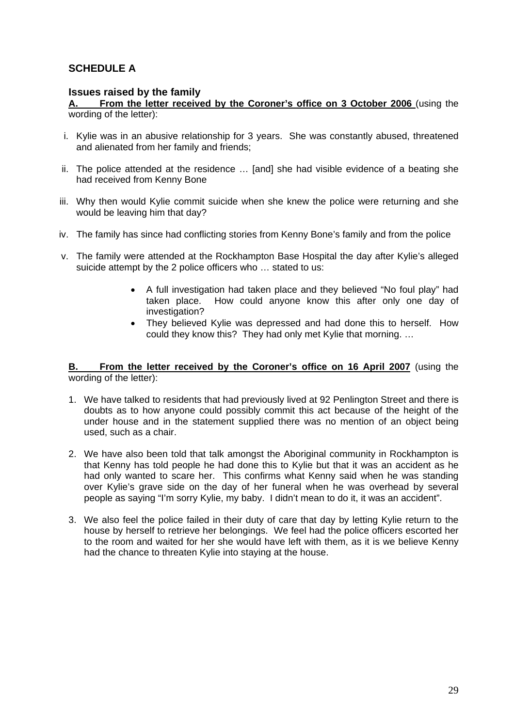## SCHEDULE A

### Issues raised by the family

**A. From the letter received by the Coroner's office on 3 October 2006** (using the wording of the letter):

i. Kylie was in an abusive relationship for 3 years. She was constantly abused, threatened and alienated from her family and friends;

ii. The police attended at the residence … [and] she had visible evidence of a beating she had received from Kenny Bone

iii. Why then would Kylie commit suicide when she knew the police were returning and she would be leaving him that day?

iv. The family has since had conflicting stories from Kenny Bone's family and from the police

v. The family were attended at the Rockhampton Base Hospital the day after Kylie's alleged suicide attempt by the 2 police officers who … stated to us:

- A full investigation had taken place and they believed "No foul play" had taken place. How could anyone know this after only one day of investigation?
- They believed Kylie was depressed and had done this to herself. How could they know this? They had only met Kylie that morning. …

**B. From the letter received by the Coroner's office on 16 April 2007** (using the wording of the letter):

1. We have talked to residents that had previously lived at 92 Penlington Street and there is doubts as to how anyone could possibly commit this act because of the height of the under house and in the statement supplied there was no mention of an object being used, such as a chair.

2. We have also been told that talk amongst the Aboriginal community in Rockhampton is that Kenny has told people he had done this to Kylie but that it was an accident as he had only wanted to scare her. This confirms what Kenny said when he was standing over Kylie's grave side on the day of her funeral when he was overhead by several people as saying "I'm sorry Kylie, my baby. I didn't mean to do it, it was an accident".

3. We also feel the police failed in their duty of care that day by letting Kylie return to the house by herself to retrieve her belongings. We feel had the police officers escorted her to the room and waited for her she would have left with them, as it is we believe Kenny had the chance to threaten Kylie into staying at the house.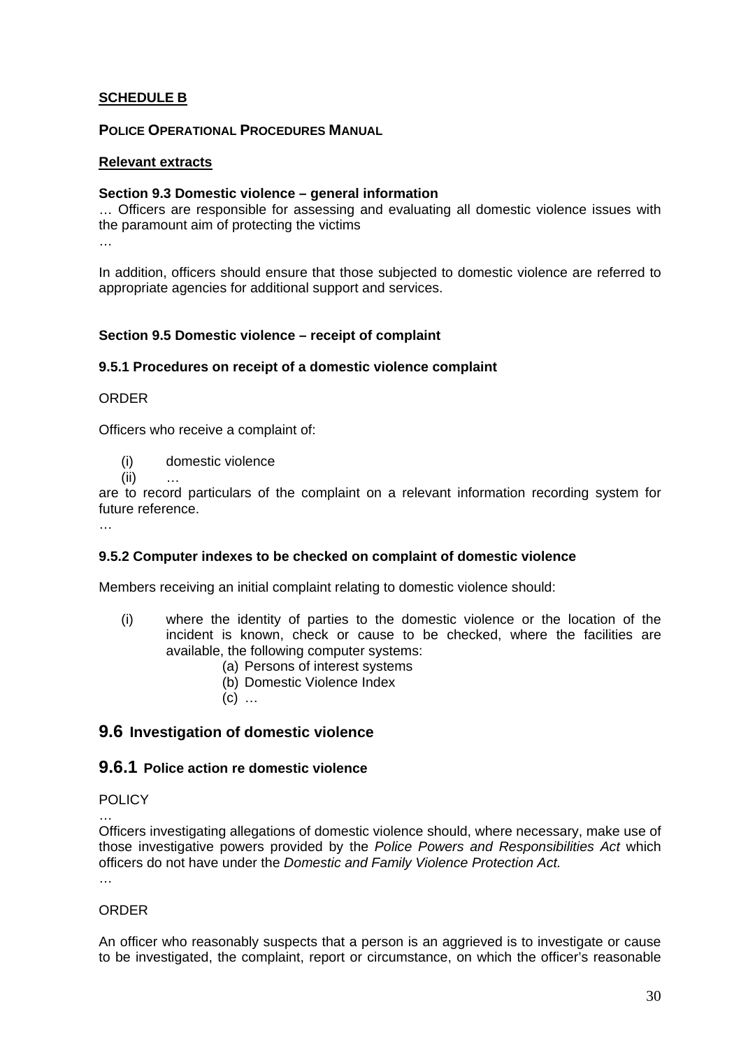**SCHEDULE B**

**POLICE OPERATIONAL PROCEDURES MANUAL**

**Relevant extracts**

**Section 9.3 Domestic violence – general information**

… Officers are responsible for assessing and evaluating all domestic violence issues with the paramount aim of protecting the victims

…

In addition, officers should ensure that those subjected to domestic violence are referred to appropriate agencies for additional support and services.

**Section 9.5 Domestic violence – receipt of complaint**

**9.5.1 Procedures on receipt of a domestic violence complaint**

ORDER

Officers who receive a complaint of:

(i) domestic violence
(ii) …

are to record particulars of the complaint on a relevant information recording system for future reference.

…

**9.5.2 Computer indexes to be checked on complaint of domestic violence**

Members receiving an initial complaint relating to domestic violence should:

(i) where the identity of parties to the domestic violence or the location of the incident is known, check or cause to be checked, where the facilities are available, the following computer systems:
   (a) Persons of interest systems
   (b) Domestic Violence Index
   (c) …

## 9.6 Investigation of domestic violence

### 9.6.1 Police action re domestic violence

POLICY

…

Officers investigating allegations of domestic violence should, where necessary, make use of those investigative powers provided by the *Police Powers and Responsibilities Act* which officers do not have under the *Domestic and Family Violence Protection Act.*

…

ORDER

An officer who reasonably suspects that a person is an aggrieved is to investigate or cause to be investigated, the complaint, report or circumstance, on which the officer's reasonable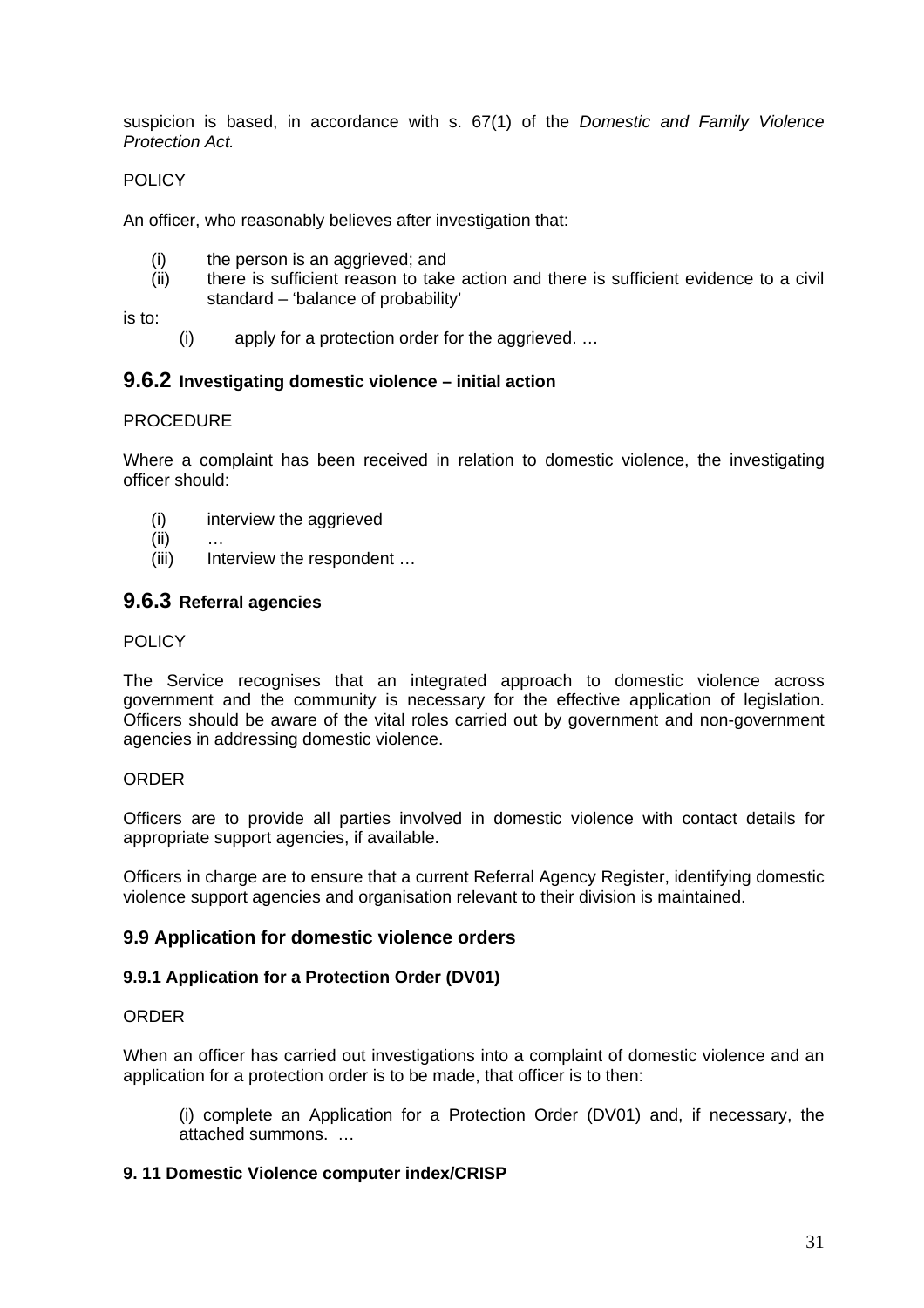suspicion is based, in accordance with s. 67(1) of the *Domestic and Family Violence Protection Act.*

POLICY

An officer, who reasonably believes after investigation that:

(i) the person is an aggrieved; and
(ii) there is sufficient reason to take action and there is sufficient evidence to a civil standard – 'balance of probability'

is to:

(i) apply for a protection order for the aggrieved. …

## 9.6.2 Investigating domestic violence – initial action

PROCEDURE

Where a complaint has been received in relation to domestic violence, the investigating officer should:

(i) interview the aggrieved
(ii) …
(iii) Interview the respondent …

## 9.6.3 Referral agencies

POLICY

The Service recognises that an integrated approach to domestic violence across government and the community is necessary for the effective application of legislation. Officers should be aware of the vital roles carried out by government and non-government agencies in addressing domestic violence.

ORDER

Officers are to provide all parties involved in domestic violence with contact details for appropriate support agencies, if available.

Officers in charge are to ensure that a current Referral Agency Register, identifying domestic violence support agencies and organisation relevant to their division is maintained.

## 9.9 Application for domestic violence orders

### 9.9.1 Application for a Protection Order (DV01)

ORDER

When an officer has carried out investigations into a complaint of domestic violence and an application for a protection order is to be made, that officer is to then:

(i) complete an Application for a Protection Order (DV01) and, if necessary, the attached summons. …

### 9. 11 Domestic Violence computer index/CRISP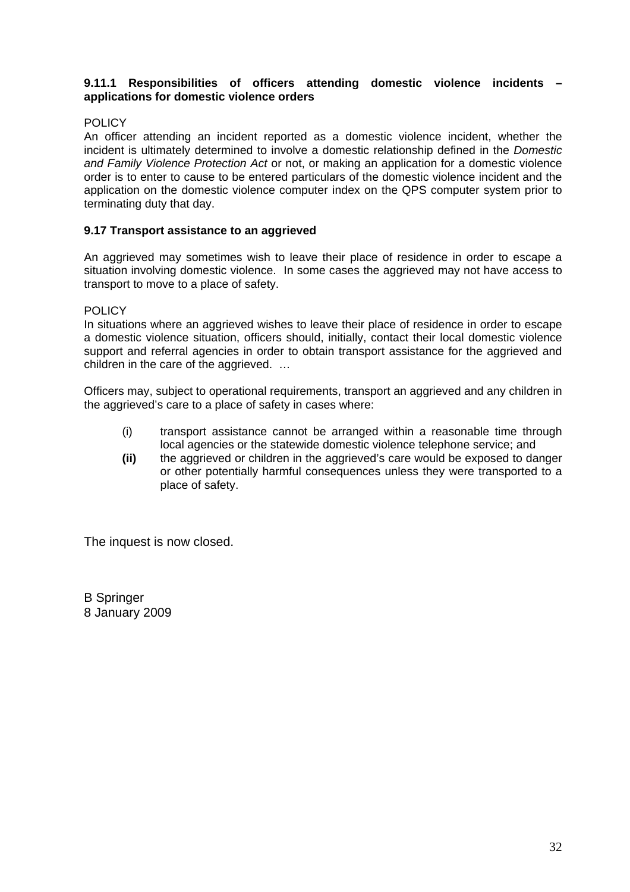**9.11.1 Responsibilities of officers attending domestic violence incidents – applications for domestic violence orders**

POLICY

An officer attending an incident reported as a domestic violence incident, whether the incident is ultimately determined to involve a domestic relationship defined in the *Domestic and Family Violence Protection Act* or not, or making an application for a domestic violence order is to enter to cause to be entered particulars of the domestic violence incident and the application on the domestic violence computer index on the QPS computer system prior to terminating duty that day.

**9.17 Transport assistance to an aggrieved**

An aggrieved may sometimes wish to leave their place of residence in order to escape a situation involving domestic violence. In some cases the aggrieved may not have access to transport to move to a place of safety.

POLICY

In situations where an aggrieved wishes to leave their place of residence in order to escape a domestic violence situation, officers should, initially, contact their local domestic violence support and referral agencies in order to obtain transport assistance for the aggrieved and children in the care of the aggrieved. …

Officers may, subject to operational requirements, transport an aggrieved and any children in the aggrieved's care to a place of safety in cases where:

(i) transport assistance cannot be arranged within a reasonable time through local agencies or the statewide domestic violence telephone service; and

**(ii)** the aggrieved or children in the aggrieved's care would be exposed to danger or other potentially harmful consequences unless they were transported to a place of safety.

The inquest is now closed.

B Springer
8 January 2009